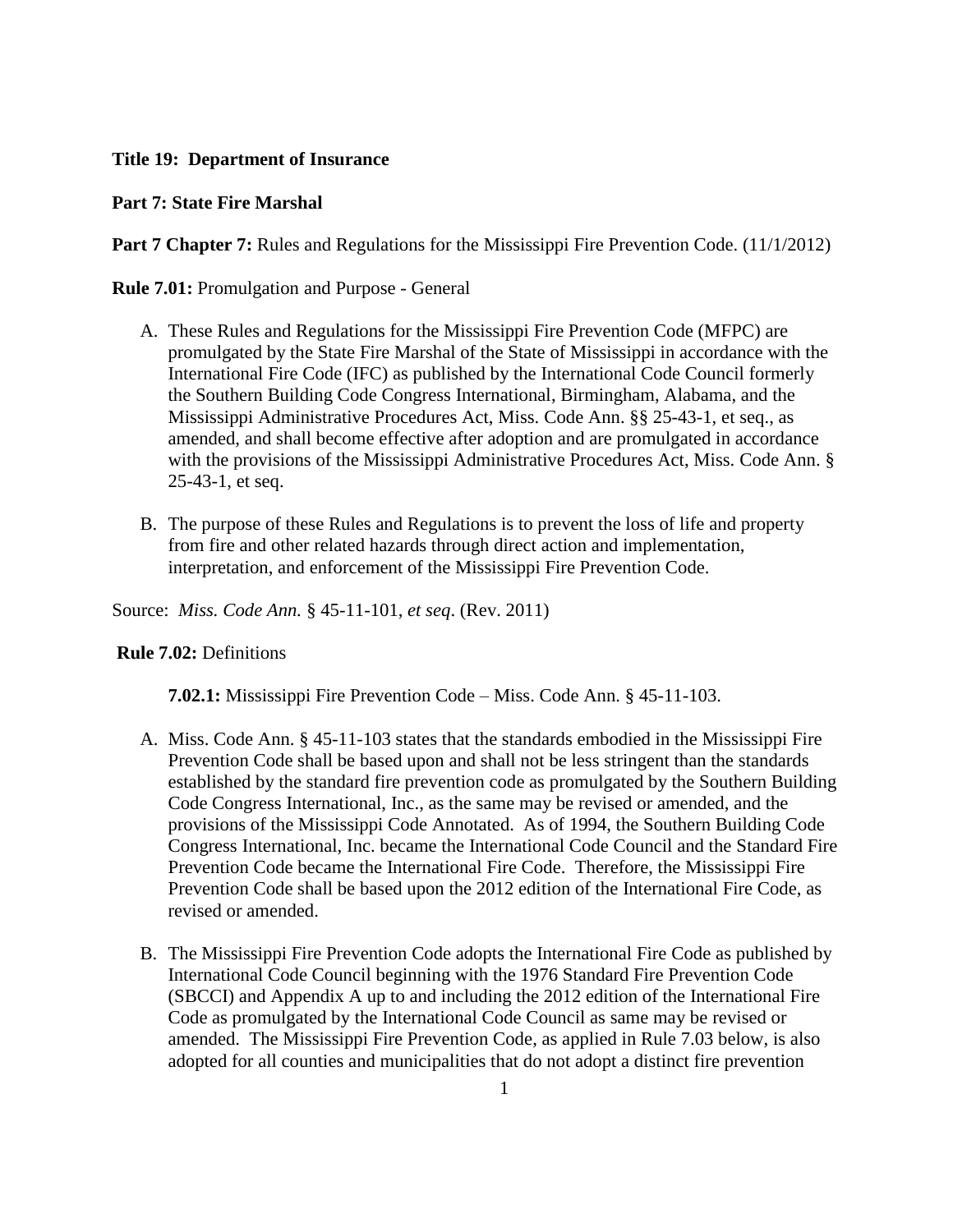**Title 19: Department of Insurance**

**Part 7: State Fire Marshal**

**Part 7 Chapter 7:** Rules and Regulations for the Mississippi Fire Prevention Code. (11/1/2012)

**Rule 7.01:** Promulgation and Purpose - General

A. These Rules and Regulations for the Mississippi Fire Prevention Code (MFPC) are promulgated by the State Fire Marshal of the State of Mississippi in accordance with the International Fire Code (IFC) as published by the International Code Council formerly the Southern Building Code Congress International, Birmingham, Alabama, and the Mississippi Administrative Procedures Act, Miss. Code Ann. §§ 25-43-1, et seq., as amended, and shall become effective after adoption and are promulgated in accordance with the provisions of the Mississippi Administrative Procedures Act, Miss. Code Ann. § 25-43-1, et seq.

B. The purpose of these Rules and Regulations is to prevent the loss of life and property from fire and other related hazards through direct action and implementation, interpretation, and enforcement of the Mississippi Fire Prevention Code.

Source: *Miss. Code Ann.* § 45-11-101, *et seq*. (Rev. 2011)

**Rule 7.02:** Definitions

**7.02.1:** Mississippi Fire Prevention Code – Miss. Code Ann. § 45-11-103.

A. Miss. Code Ann. § 45-11-103 states that the standards embodied in the Mississippi Fire Prevention Code shall be based upon and shall not be less stringent than the standards established by the standard fire prevention code as promulgated by the Southern Building Code Congress International, Inc., as the same may be revised or amended, and the provisions of the Mississippi Code Annotated. As of 1994, the Southern Building Code Congress International, Inc. became the International Code Council and the Standard Fire Prevention Code became the International Fire Code. Therefore, the Mississippi Fire Prevention Code shall be based upon the 2012 edition of the International Fire Code, as revised or amended.

B. The Mississippi Fire Prevention Code adopts the International Fire Code as published by International Code Council beginning with the 1976 Standard Fire Prevention Code (SBCCI) and Appendix A up to and including the 2012 edition of the International Fire Code as promulgated by the International Code Council as same may be revised or amended. The Mississippi Fire Prevention Code, as applied in Rule 7.03 below, is also adopted for all counties and municipalities that do not adopt a distinct fire prevention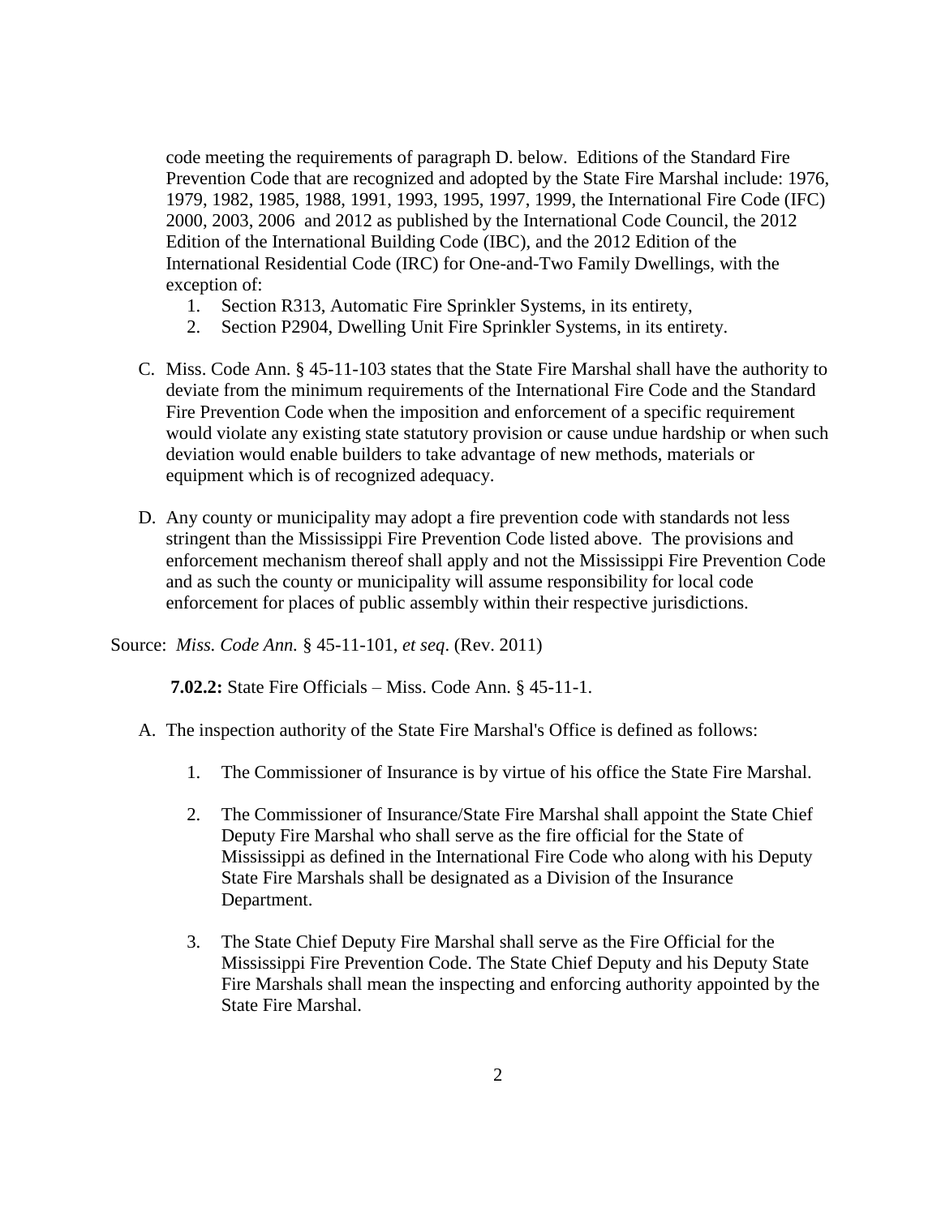code meeting the requirements of paragraph D. below. Editions of the Standard Fire Prevention Code that are recognized and adopted by the State Fire Marshal include: 1976, 1979, 1982, 1985, 1988, 1991, 1993, 1995, 1997, 1999, the International Fire Code (IFC) 2000, 2003, 2006 and 2012 as published by the International Code Council, the 2012 Edition of the International Building Code (IBC), and the 2012 Edition of the International Residential Code (IRC) for One-and-Two Family Dwellings, with the exception of:

1. Section R313, Automatic Fire Sprinkler Systems, in its entirety,
2. Section P2904, Dwelling Unit Fire Sprinkler Systems, in its entirety.

C. Miss. Code Ann. § 45-11-103 states that the State Fire Marshal shall have the authority to deviate from the minimum requirements of the International Fire Code and the Standard Fire Prevention Code when the imposition and enforcement of a specific requirement would violate any existing state statutory provision or cause undue hardship or when such deviation would enable builders to take advantage of new methods, materials or equipment which is of recognized adequacy.

D. Any county or municipality may adopt a fire prevention code with standards not less stringent than the Mississippi Fire Prevention Code listed above. The provisions and enforcement mechanism thereof shall apply and not the Mississippi Fire Prevention Code and as such the county or municipality will assume responsibility for local code enforcement for places of public assembly within their respective jurisdictions.

Source: *Miss. Code Ann.* § 45-11-101, *et seq*. (Rev. 2011)

**7.02.2:** State Fire Officials – Miss. Code Ann. § 45-11-1.

A. The inspection authority of the State Fire Marshal's Office is defined as follows:

   1. The Commissioner of Insurance is by virtue of his office the State Fire Marshal.

   2. The Commissioner of Insurance/State Fire Marshal shall appoint the State Chief Deputy Fire Marshal who shall serve as the fire official for the State of Mississippi as defined in the International Fire Code who along with his Deputy State Fire Marshals shall be designated as a Division of the Insurance Department.

   3. The State Chief Deputy Fire Marshal shall serve as the Fire Official for the Mississippi Fire Prevention Code. The State Chief Deputy and his Deputy State Fire Marshals shall mean the inspecting and enforcing authority appointed by the State Fire Marshal.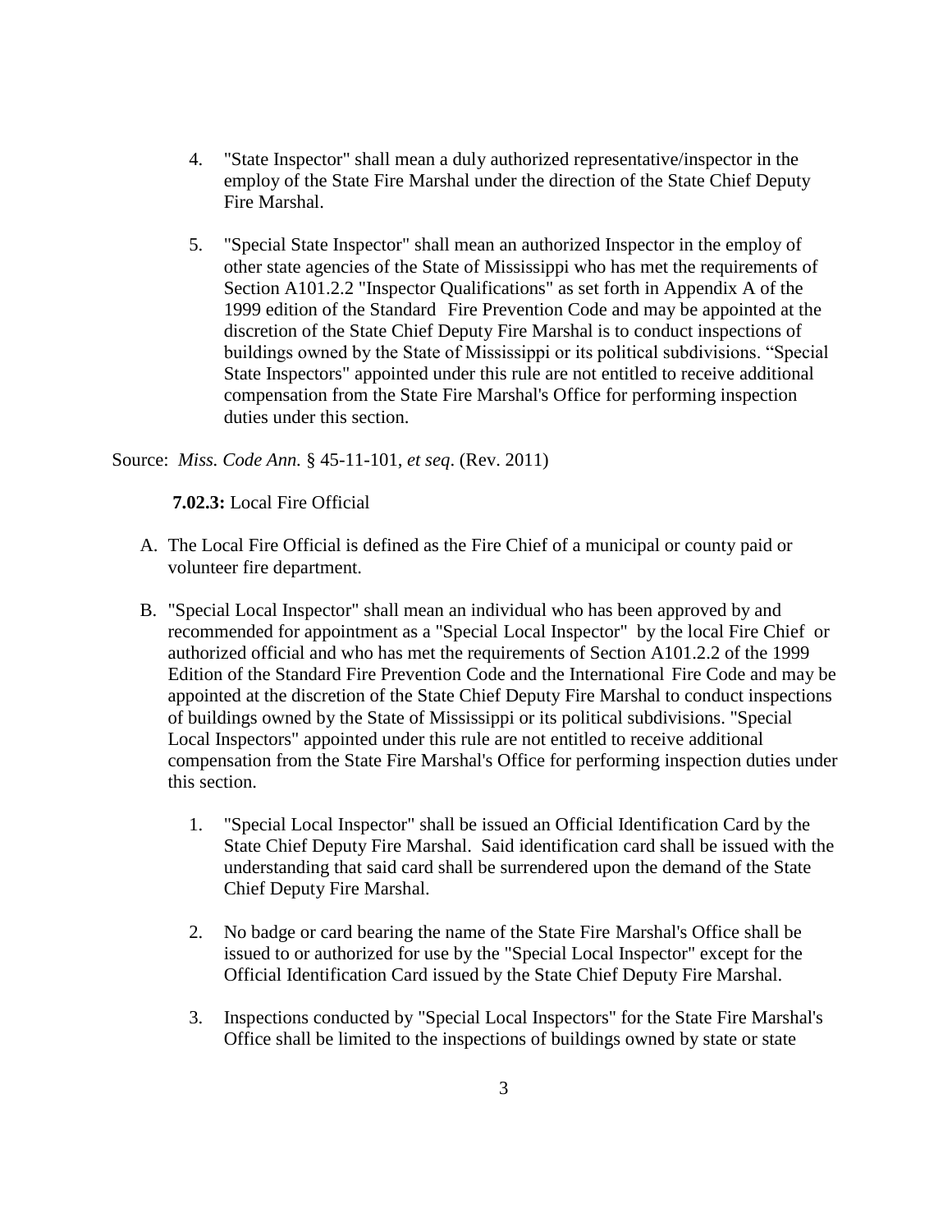4. "State Inspector" shall mean a duly authorized representative/inspector in the employ of the State Fire Marshal under the direction of the State Chief Deputy Fire Marshal.

5. "Special State Inspector" shall mean an authorized Inspector in the employ of other state agencies of the State of Mississippi who has met the requirements of Section A101.2.2 "Inspector Qualifications" as set forth in Appendix A of the 1999 edition of the Standard Fire Prevention Code and may be appointed at the discretion of the State Chief Deputy Fire Marshal is to conduct inspections of buildings owned by the State of Mississippi or its political subdivisions. "Special State Inspectors" appointed under this rule are not entitled to receive additional compensation from the State Fire Marshal's Office for performing inspection duties under this section.

Source: *Miss. Code Ann.* § 45-11-101, *et seq*. (Rev. 2011)

**7.02.3:** Local Fire Official

A. The Local Fire Official is defined as the Fire Chief of a municipal or county paid or volunteer fire department.

B. "Special Local Inspector" shall mean an individual who has been approved by and recommended for appointment as a "Special Local Inspector" by the local Fire Chief or authorized official and who has met the requirements of Section A101.2.2 of the 1999 Edition of the Standard Fire Prevention Code and the International Fire Code and may be appointed at the discretion of the State Chief Deputy Fire Marshal to conduct inspections of buildings owned by the State of Mississippi or its political subdivisions. "Special Local Inspectors" appointed under this rule are not entitled to receive additional compensation from the State Fire Marshal's Office for performing inspection duties under this section.

   1. "Special Local Inspector" shall be issued an Official Identification Card by the State Chief Deputy Fire Marshal. Said identification card shall be issued with the understanding that said card shall be surrendered upon the demand of the State Chief Deputy Fire Marshal.

   2. No badge or card bearing the name of the State Fire Marshal's Office shall be issued to or authorized for use by the "Special Local Inspector" except for the Official Identification Card issued by the State Chief Deputy Fire Marshal.

   3. Inspections conducted by "Special Local Inspectors" for the State Fire Marshal's Office shall be limited to the inspections of buildings owned by state or state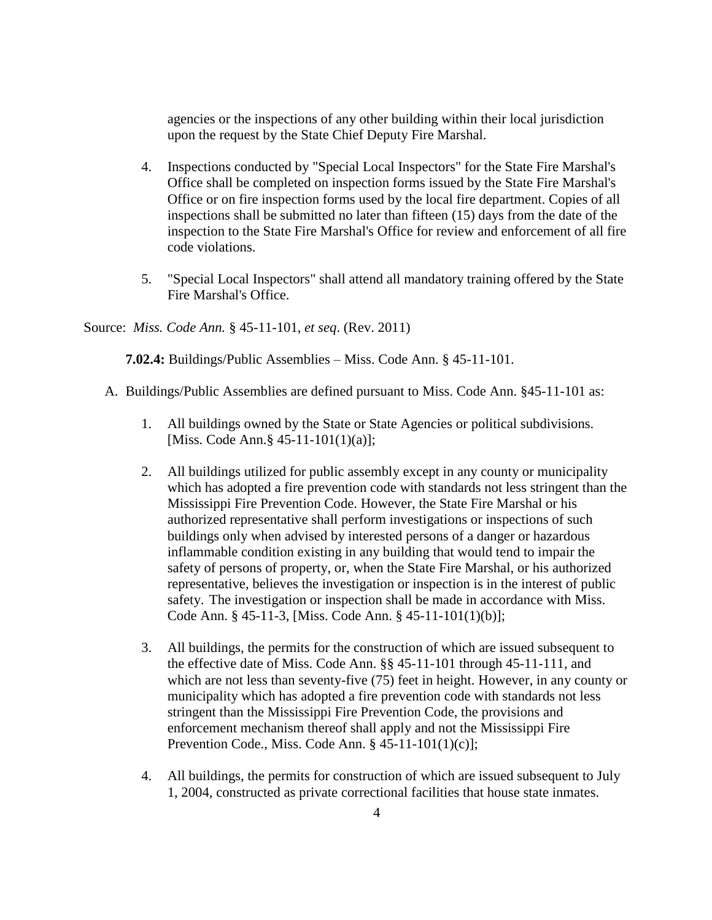agencies or the inspections of any other building within their local jurisdiction upon the request by the State Chief Deputy Fire Marshal.

4. Inspections conducted by "Special Local Inspectors" for the State Fire Marshal's Office shall be completed on inspection forms issued by the State Fire Marshal's Office or on fire inspection forms used by the local fire department. Copies of all inspections shall be submitted no later than fifteen (15) days from the date of the inspection to the State Fire Marshal's Office for review and enforcement of all fire code violations.

5. "Special Local Inspectors" shall attend all mandatory training offered by the State Fire Marshal's Office.

Source: *Miss. Code Ann.* § 45-11-101, *et seq*. (Rev. 2011)

**7.02.4:** Buildings/Public Assemblies – Miss. Code Ann. § 45-11-101.

A. Buildings/Public Assemblies are defined pursuant to Miss. Code Ann. §45-11-101 as:

1. All buildings owned by the State or State Agencies or political subdivisions. [Miss. Code Ann.§ 45-11-101(1)(a)];

2. All buildings utilized for public assembly except in any county or municipality which has adopted a fire prevention code with standards not less stringent than the Mississippi Fire Prevention Code. However, the State Fire Marshal or his authorized representative shall perform investigations or inspections of such buildings only when advised by interested persons of a danger or hazardous inflammable condition existing in any building that would tend to impair the safety of persons of property, or, when the State Fire Marshal, or his authorized representative, believes the investigation or inspection is in the interest of public safety. The investigation or inspection shall be made in accordance with Miss. Code Ann. § 45-11-3, [Miss. Code Ann. § 45-11-101(1)(b)];

3. All buildings, the permits for the construction of which are issued subsequent to the effective date of Miss. Code Ann. §§ 45-11-101 through 45-11-111, and which are not less than seventy-five (75) feet in height. However, in any county or municipality which has adopted a fire prevention code with standards not less stringent than the Mississippi Fire Prevention Code, the provisions and enforcement mechanism thereof shall apply and not the Mississippi Fire Prevention Code., Miss. Code Ann. § 45-11-101(1)(c)];

4. All buildings, the permits for construction of which are issued subsequent to July 1, 2004, constructed as private correctional facilities that house state inmates.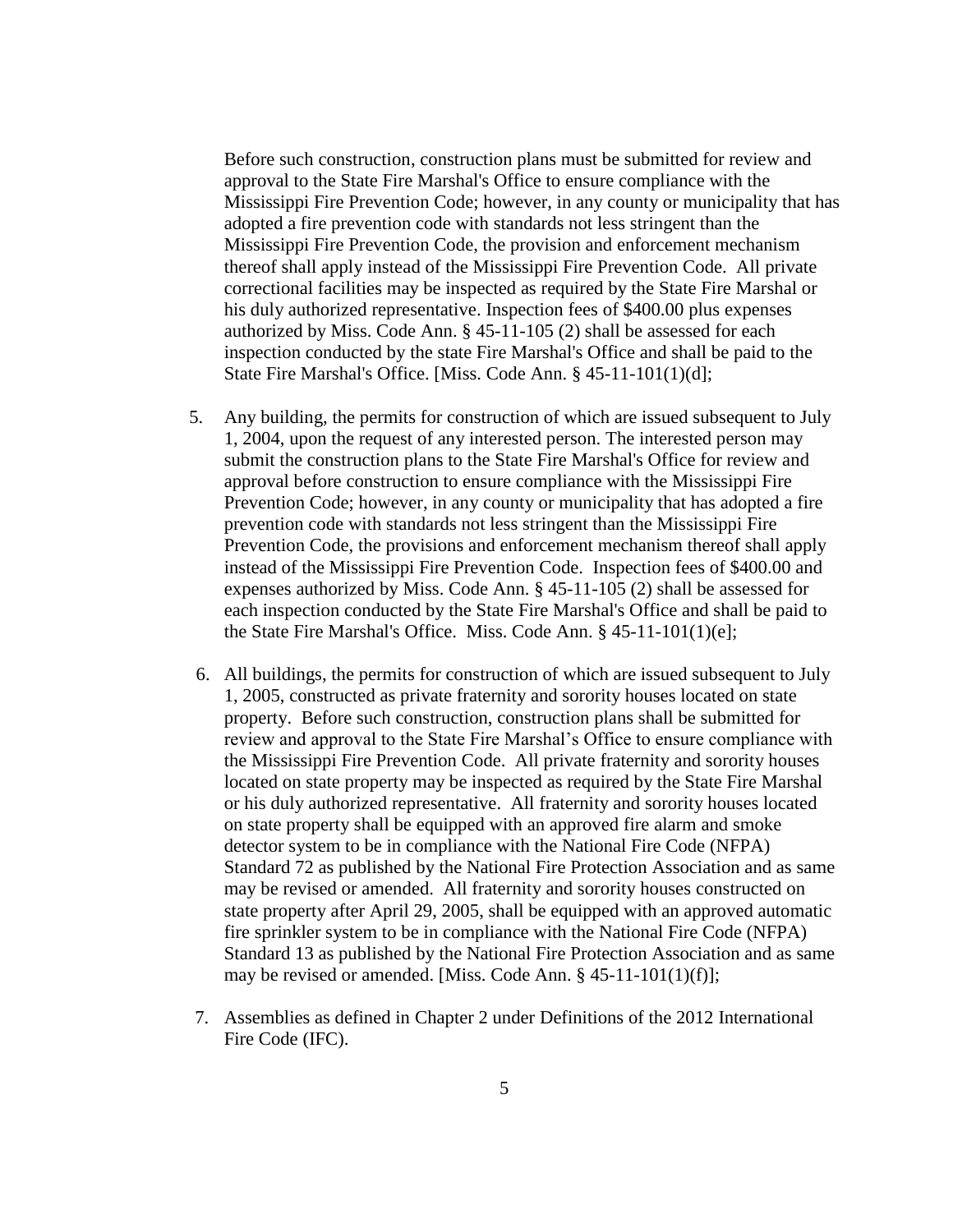Before such construction, construction plans must be submitted for review and approval to the State Fire Marshal's Office to ensure compliance with the Mississippi Fire Prevention Code; however, in any county or municipality that has adopted a fire prevention code with standards not less stringent than the Mississippi Fire Prevention Code, the provision and enforcement mechanism thereof shall apply instead of the Mississippi Fire Prevention Code. All private correctional facilities may be inspected as required by the State Fire Marshal or his duly authorized representative. Inspection fees of $400.00 plus expenses authorized by Miss. Code Ann. § 45-11-105 (2) shall be assessed for each inspection conducted by the state Fire Marshal's Office and shall be paid to the State Fire Marshal's Office. [Miss. Code Ann. § 45-11-101(1)(d];

5. Any building, the permits for construction of which are issued subsequent to July 1, 2004, upon the request of any interested person. The interested person may submit the construction plans to the State Fire Marshal's Office for review and approval before construction to ensure compliance with the Mississippi Fire Prevention Code; however, in any county or municipality that has adopted a fire prevention code with standards not less stringent than the Mississippi Fire Prevention Code, the provisions and enforcement mechanism thereof shall apply instead of the Mississippi Fire Prevention Code. Inspection fees of $400.00 and expenses authorized by Miss. Code Ann. § 45-11-105 (2) shall be assessed for each inspection conducted by the State Fire Marshal's Office and shall be paid to the State Fire Marshal's Office. Miss. Code Ann. § 45-11-101(1)(e];

6. All buildings, the permits for construction of which are issued subsequent to July 1, 2005, constructed as private fraternity and sorority houses located on state property. Before such construction, construction plans shall be submitted for review and approval to the State Fire Marshal's Office to ensure compliance with the Mississippi Fire Prevention Code. All private fraternity and sorority houses located on state property may be inspected as required by the State Fire Marshal or his duly authorized representative. All fraternity and sorority houses located on state property shall be equipped with an approved fire alarm and smoke detector system to be in compliance with the National Fire Code (NFPA) Standard 72 as published by the National Fire Protection Association and as same may be revised or amended. All fraternity and sorority houses constructed on state property after April 29, 2005, shall be equipped with an approved automatic fire sprinkler system to be in compliance with the National Fire Code (NFPA) Standard 13 as published by the National Fire Protection Association and as same may be revised or amended. [Miss. Code Ann. § 45-11-101(1)(f)];

7. Assemblies as defined in Chapter 2 under Definitions of the 2012 International Fire Code (IFC).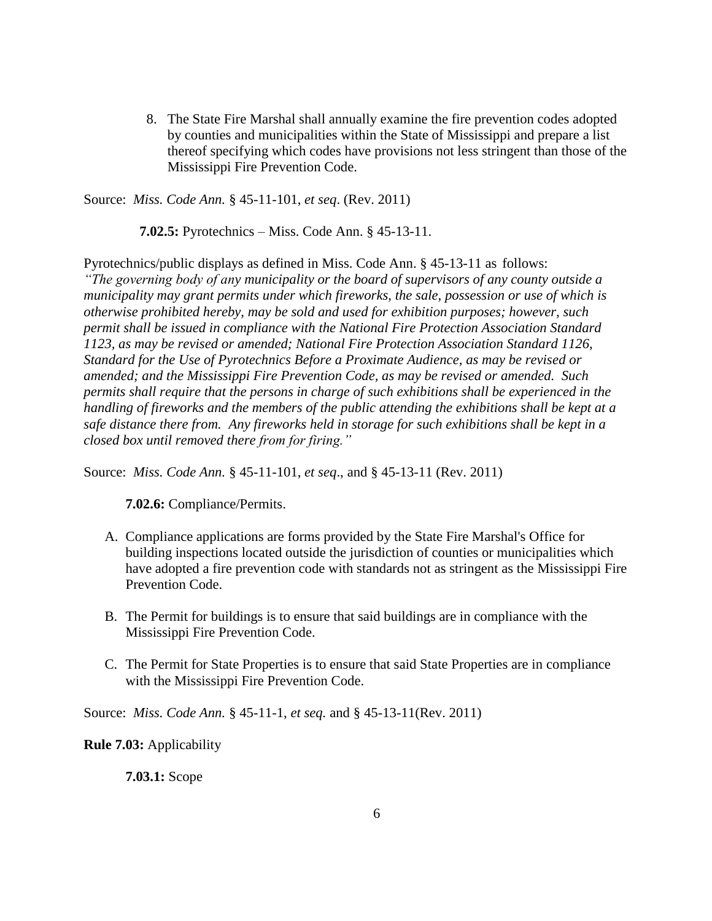8. The State Fire Marshal shall annually examine the fire prevention codes adopted by counties and municipalities within the State of Mississippi and prepare a list thereof specifying which codes have provisions not less stringent than those of the Mississippi Fire Prevention Code.

Source: *Miss. Code Ann.* § 45-11-101, *et seq*. (Rev. 2011)

**7.02.5:** Pyrotechnics – Miss. Code Ann. § 45-13-11.

Pyrotechnics/public displays as defined in Miss. Code Ann. § 45-13-11 as follows: *"The governing body of any municipality or the board of supervisors of any county outside a municipality may grant permits under which fireworks, the sale, possession or use of which is otherwise prohibited hereby, may be sold and used for exhibition purposes; however, such permit shall be issued in compliance with the National Fire Protection Association Standard 1123, as may be revised or amended; National Fire Protection Association Standard 1126, Standard for the Use of Pyrotechnics Before a Proximate Audience, as may be revised or amended; and the Mississippi Fire Prevention Code, as may be revised or amended. Such permits shall require that the persons in charge of such exhibitions shall be experienced in the handling of fireworks and the members of the public attending the exhibitions shall be kept at a safe distance there from. Any fireworks held in storage for such exhibitions shall be kept in a closed box until removed there from for firing."*

Source: *Miss. Code Ann.* § 45-11-101, *et seq*., and § 45-13-11 (Rev. 2011)

**7.02.6:** Compliance/Permits.

A. Compliance applications are forms provided by the State Fire Marshal's Office for building inspections located outside the jurisdiction of counties or municipalities which have adopted a fire prevention code with standards not as stringent as the Mississippi Fire Prevention Code.

B. The Permit for buildings is to ensure that said buildings are in compliance with the Mississippi Fire Prevention Code.

C. The Permit for State Properties is to ensure that said State Properties are in compliance with the Mississippi Fire Prevention Code.

Source: *Miss. Code Ann.* § 45-11-1, *et seq.* and § 45-13-11(Rev. 2011)

**Rule 7.03:** Applicability

**7.03.1:** Scope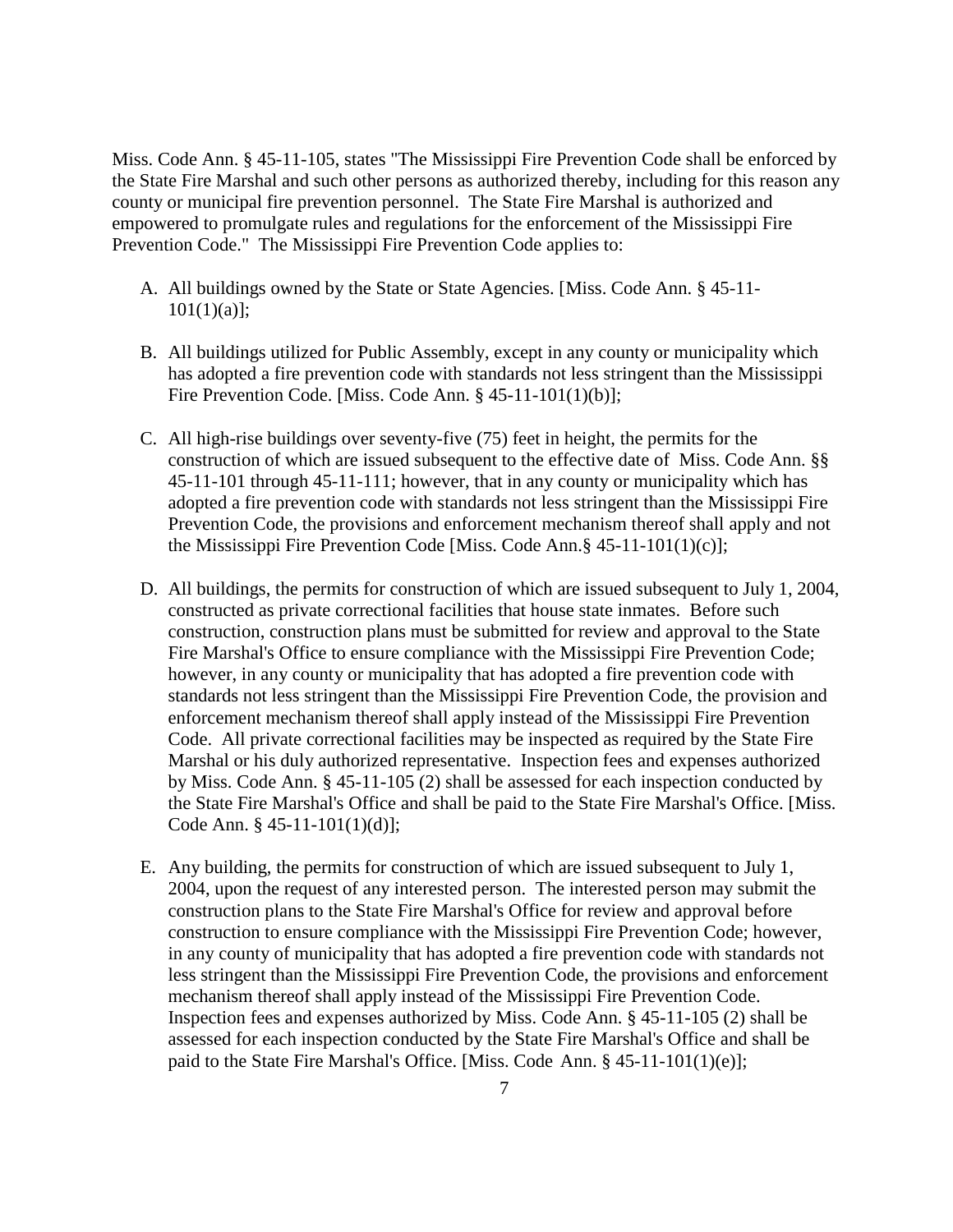Miss. Code Ann. § 45-11-105, states "The Mississippi Fire Prevention Code shall be enforced by the State Fire Marshal and such other persons as authorized thereby, including for this reason any county or municipal fire prevention personnel. The State Fire Marshal is authorized and empowered to promulgate rules and regulations for the enforcement of the Mississippi Fire Prevention Code." The Mississippi Fire Prevention Code applies to:

A. All buildings owned by the State or State Agencies. [Miss. Code Ann. § 45-11-101(1)(a)];

B. All buildings utilized for Public Assembly, except in any county or municipality which has adopted a fire prevention code with standards not less stringent than the Mississippi Fire Prevention Code. [Miss. Code Ann. § 45-11-101(1)(b)];

C. All high-rise buildings over seventy-five (75) feet in height, the permits for the construction of which are issued subsequent to the effective date of Miss. Code Ann. §§ 45-11-101 through 45-11-111; however, that in any county or municipality which has adopted a fire prevention code with standards not less stringent than the Mississippi Fire Prevention Code, the provisions and enforcement mechanism thereof shall apply and not the Mississippi Fire Prevention Code [Miss. Code Ann.§ 45-11-101(1)(c)];

D. All buildings, the permits for construction of which are issued subsequent to July 1, 2004, constructed as private correctional facilities that house state inmates. Before such construction, construction plans must be submitted for review and approval to the State Fire Marshal's Office to ensure compliance with the Mississippi Fire Prevention Code; however, in any county or municipality that has adopted a fire prevention code with standards not less stringent than the Mississippi Fire Prevention Code, the provision and enforcement mechanism thereof shall apply instead of the Mississippi Fire Prevention Code. All private correctional facilities may be inspected as required by the State Fire Marshal or his duly authorized representative. Inspection fees and expenses authorized by Miss. Code Ann. § 45-11-105 (2) shall be assessed for each inspection conducted by the State Fire Marshal's Office and shall be paid to the State Fire Marshal's Office. [Miss. Code Ann. § 45-11-101(1)(d)];

E. Any building, the permits for construction of which are issued subsequent to July 1, 2004, upon the request of any interested person. The interested person may submit the construction plans to the State Fire Marshal's Office for review and approval before construction to ensure compliance with the Mississippi Fire Prevention Code; however, in any county of municipality that has adopted a fire prevention code with standards not less stringent than the Mississippi Fire Prevention Code, the provisions and enforcement mechanism thereof shall apply instead of the Mississippi Fire Prevention Code. Inspection fees and expenses authorized by Miss. Code Ann. § 45-11-105 (2) shall be assessed for each inspection conducted by the State Fire Marshal's Office and shall be paid to the State Fire Marshal's Office. [Miss. Code Ann. § 45-11-101(1)(e)];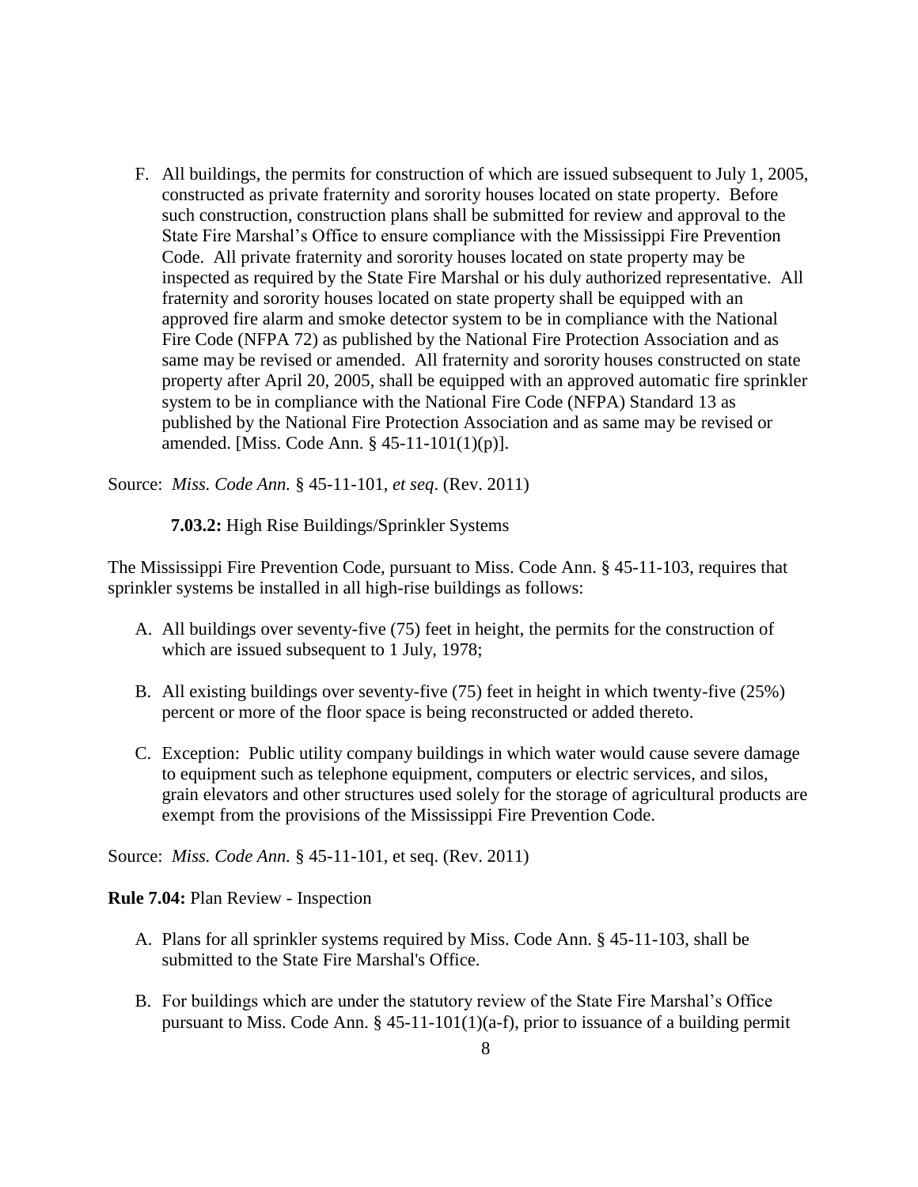F. All buildings, the permits for construction of which are issued subsequent to July 1, 2005, constructed as private fraternity and sorority houses located on state property. Before such construction, construction plans shall be submitted for review and approval to the State Fire Marshal's Office to ensure compliance with the Mississippi Fire Prevention Code. All private fraternity and sorority houses located on state property may be inspected as required by the State Fire Marshal or his duly authorized representative. All fraternity and sorority houses located on state property shall be equipped with an approved fire alarm and smoke detector system to be in compliance with the National Fire Code (NFPA 72) as published by the National Fire Protection Association and as same may be revised or amended. All fraternity and sorority houses constructed on state property after April 20, 2005, shall be equipped with an approved automatic fire sprinkler system to be in compliance with the National Fire Code (NFPA) Standard 13 as published by the National Fire Protection Association and as same may be revised or amended. [Miss. Code Ann. § 45-11-101(1)(p)].

Source: *Miss. Code Ann.* § 45-11-101, *et seq*. (Rev. 2011)

**7.03.2:** High Rise Buildings/Sprinkler Systems

The Mississippi Fire Prevention Code, pursuant to Miss. Code Ann. § 45-11-103, requires that sprinkler systems be installed in all high-rise buildings as follows:

A. All buildings over seventy-five (75) feet in height, the permits for the construction of which are issued subsequent to 1 July, 1978;

B. All existing buildings over seventy-five (75) feet in height in which twenty-five (25%) percent or more of the floor space is being reconstructed or added thereto.

C. Exception: Public utility company buildings in which water would cause severe damage to equipment such as telephone equipment, computers or electric services, and silos, grain elevators and other structures used solely for the storage of agricultural products are exempt from the provisions of the Mississippi Fire Prevention Code.

Source: *Miss. Code Ann.* § 45-11-101, et seq. (Rev. 2011)

**Rule 7.04:** Plan Review - Inspection

A. Plans for all sprinkler systems required by Miss. Code Ann. § 45-11-103, shall be submitted to the State Fire Marshal's Office.

B. For buildings which are under the statutory review of the State Fire Marshal's Office pursuant to Miss. Code Ann. § 45-11-101(1)(a-f), prior to issuance of a building permit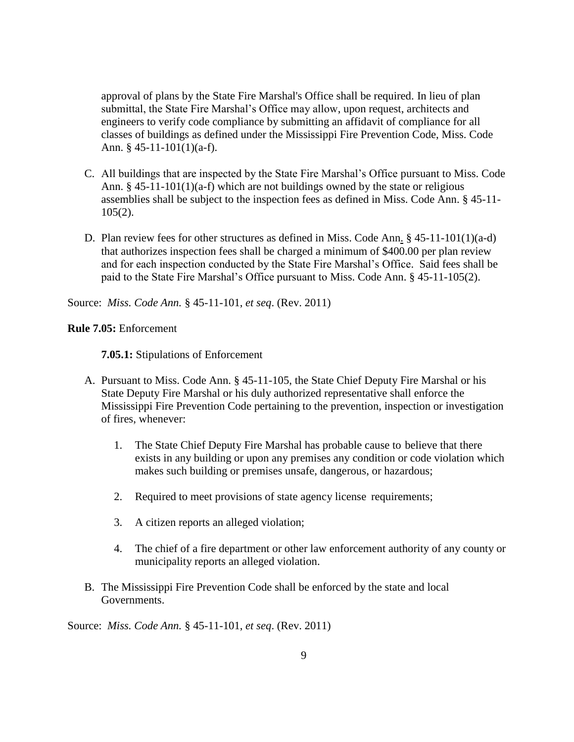approval of plans by the State Fire Marshal's Office shall be required. In lieu of plan submittal, the State Fire Marshal's Office may allow, upon request, architects and engineers to verify code compliance by submitting an affidavit of compliance for all classes of buildings as defined under the Mississippi Fire Prevention Code, Miss. Code Ann. § 45-11-101(1)(a-f).

C. All buildings that are inspected by the State Fire Marshal's Office pursuant to Miss. Code Ann. § 45-11-101(1)(a-f) which are not buildings owned by the state or religious assemblies shall be subject to the inspection fees as defined in Miss. Code Ann. § 45-11-105(2).

D. Plan review fees for other structures as defined in Miss. Code Ann. § 45-11-101(1)(a-d) that authorizes inspection fees shall be charged a minimum of $400.00 per plan review and for each inspection conducted by the State Fire Marshal's Office. Said fees shall be paid to the State Fire Marshal's Office pursuant to Miss. Code Ann. § 45-11-105(2).

Source: *Miss. Code Ann.* § 45-11-101, *et seq*. (Rev. 2011)

**Rule 7.05:** Enforcement

**7.05.1:** Stipulations of Enforcement

A. Pursuant to Miss. Code Ann. § 45-11-105, the State Chief Deputy Fire Marshal or his State Deputy Fire Marshal or his duly authorized representative shall enforce the Mississippi Fire Prevention Code pertaining to the prevention, inspection or investigation of fires, whenever:

   1. The State Chief Deputy Fire Marshal has probable cause to believe that there exists in any building or upon any premises any condition or code violation which makes such building or premises unsafe, dangerous, or hazardous;

   2. Required to meet provisions of state agency license requirements;

   3. A citizen reports an alleged violation;

   4. The chief of a fire department or other law enforcement authority of any county or municipality reports an alleged violation.

B. The Mississippi Fire Prevention Code shall be enforced by the state and local Governments.

Source: *Miss. Code Ann.* § 45-11-101, *et seq*. (Rev. 2011)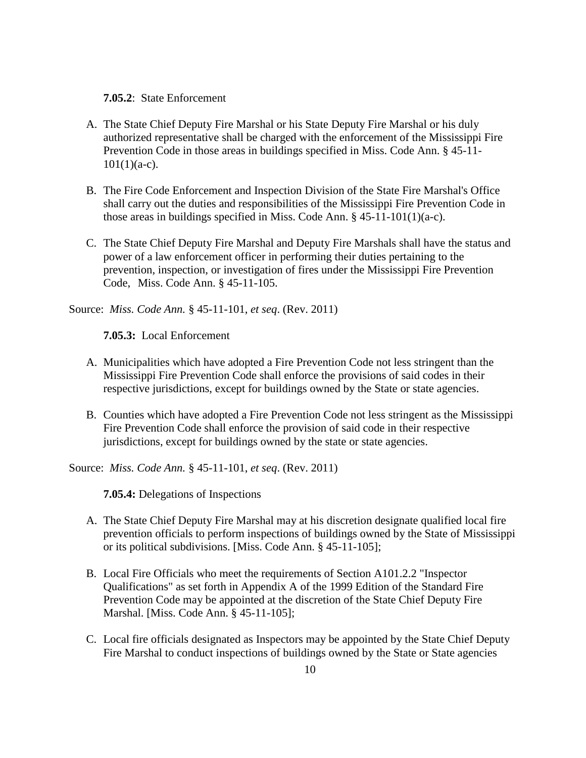**7.05.2**: State Enforcement

A. The State Chief Deputy Fire Marshal or his State Deputy Fire Marshal or his duly authorized representative shall be charged with the enforcement of the Mississippi Fire Prevention Code in those areas in buildings specified in Miss. Code Ann. § 45-11-101(1)(a-c).

B. The Fire Code Enforcement and Inspection Division of the State Fire Marshal's Office shall carry out the duties and responsibilities of the Mississippi Fire Prevention Code in those areas in buildings specified in Miss. Code Ann. § 45-11-101(1)(a-c).

C. The State Chief Deputy Fire Marshal and Deputy Fire Marshals shall have the status and power of a law enforcement officer in performing their duties pertaining to the prevention, inspection, or investigation of fires under the Mississippi Fire Prevention Code, Miss. Code Ann. § 45-11-105.

Source: *Miss. Code Ann.* § 45-11-101, *et seq*. (Rev. 2011)

**7.05.3:** Local Enforcement

A. Municipalities which have adopted a Fire Prevention Code not less stringent than the Mississippi Fire Prevention Code shall enforce the provisions of said codes in their respective jurisdictions, except for buildings owned by the State or state agencies.

B. Counties which have adopted a Fire Prevention Code not less stringent as the Mississippi Fire Prevention Code shall enforce the provision of said code in their respective jurisdictions, except for buildings owned by the state or state agencies.

Source: *Miss. Code Ann.* § 45-11-101, *et seq*. (Rev. 2011)

**7.05.4:** Delegations of Inspections

A. The State Chief Deputy Fire Marshal may at his discretion designate qualified local fire prevention officials to perform inspections of buildings owned by the State of Mississippi or its political subdivisions. [Miss. Code Ann. § 45-11-105];

B. Local Fire Officials who meet the requirements of Section A101.2.2 "Inspector Qualifications" as set forth in Appendix A of the 1999 Edition of the Standard Fire Prevention Code may be appointed at the discretion of the State Chief Deputy Fire Marshal. [Miss. Code Ann. § 45-11-105];

C. Local fire officials designated as Inspectors may be appointed by the State Chief Deputy Fire Marshal to conduct inspections of buildings owned by the State or State agencies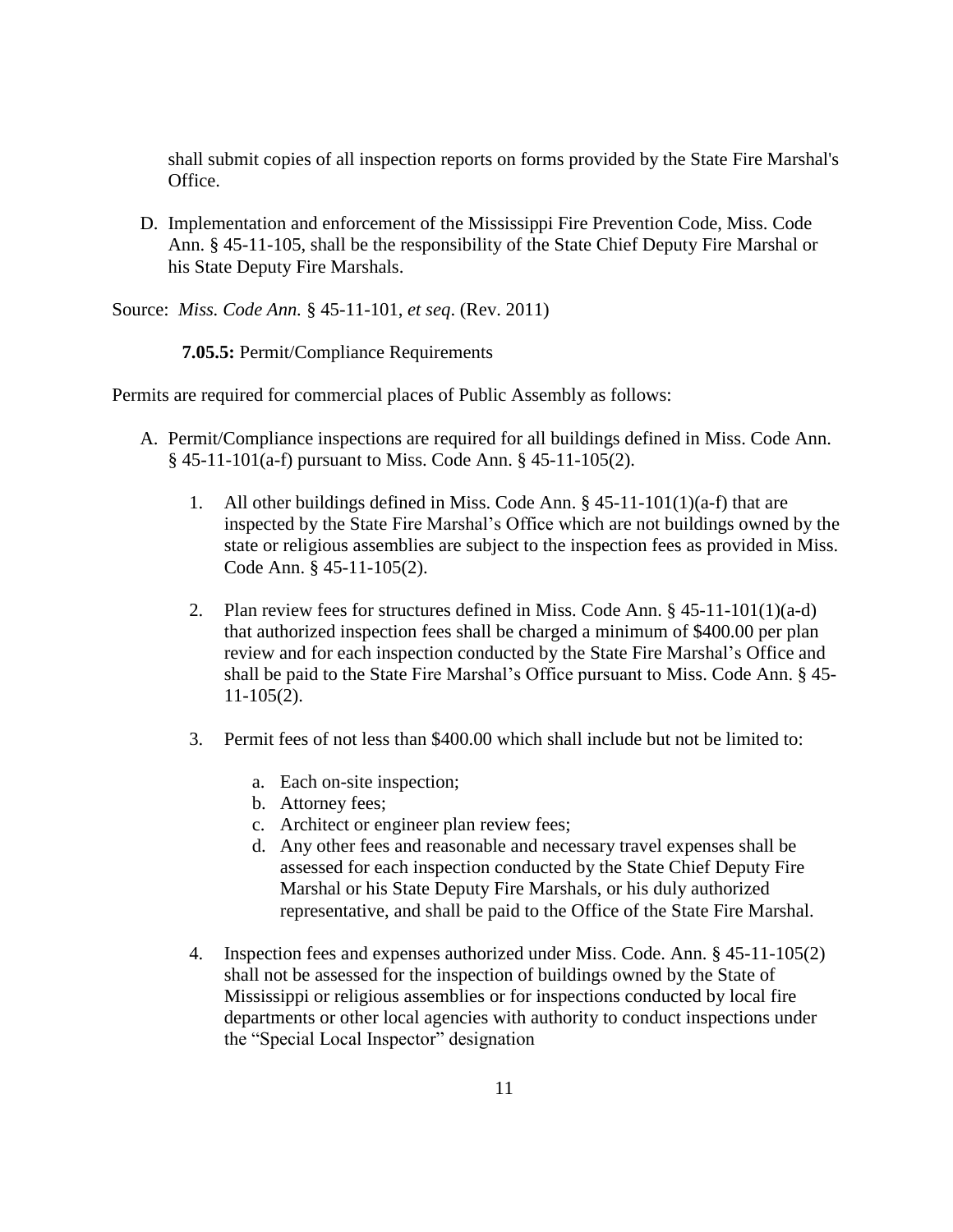shall submit copies of all inspection reports on forms provided by the State Fire Marshal's Office.

D. Implementation and enforcement of the Mississippi Fire Prevention Code, Miss. Code Ann. § 45-11-105, shall be the responsibility of the State Chief Deputy Fire Marshal or his State Deputy Fire Marshals.

Source: *Miss. Code Ann.* § 45-11-101, *et seq*. (Rev. 2011)

**7.05.5:** Permit/Compliance Requirements

Permits are required for commercial places of Public Assembly as follows:

A. Permit/Compliance inspections are required for all buildings defined in Miss. Code Ann. § 45-11-101(a-f) pursuant to Miss. Code Ann. § 45-11-105(2).

   1. All other buildings defined in Miss. Code Ann. § 45-11-101(1)(a-f) that are inspected by the State Fire Marshal's Office which are not buildings owned by the state or religious assemblies are subject to the inspection fees as provided in Miss. Code Ann. § 45-11-105(2).

   2. Plan review fees for structures defined in Miss. Code Ann. § 45-11-101(1)(a-d) that authorized inspection fees shall be charged a minimum of $400.00 per plan review and for each inspection conducted by the State Fire Marshal's Office and shall be paid to the State Fire Marshal's Office pursuant to Miss. Code Ann. § 45-11-105(2).

   3. Permit fees of not less than $400.00 which shall include but not be limited to:

      a. Each on-site inspection;
      b. Attorney fees;
      c. Architect or engineer plan review fees;
      d. Any other fees and reasonable and necessary travel expenses shall be assessed for each inspection conducted by the State Chief Deputy Fire Marshal or his State Deputy Fire Marshals, or his duly authorized representative, and shall be paid to the Office of the State Fire Marshal.

   4. Inspection fees and expenses authorized under Miss. Code. Ann. § 45-11-105(2) shall not be assessed for the inspection of buildings owned by the State of Mississippi or religious assemblies or for inspections conducted by local fire departments or other local agencies with authority to conduct inspections under the "Special Local Inspector" designation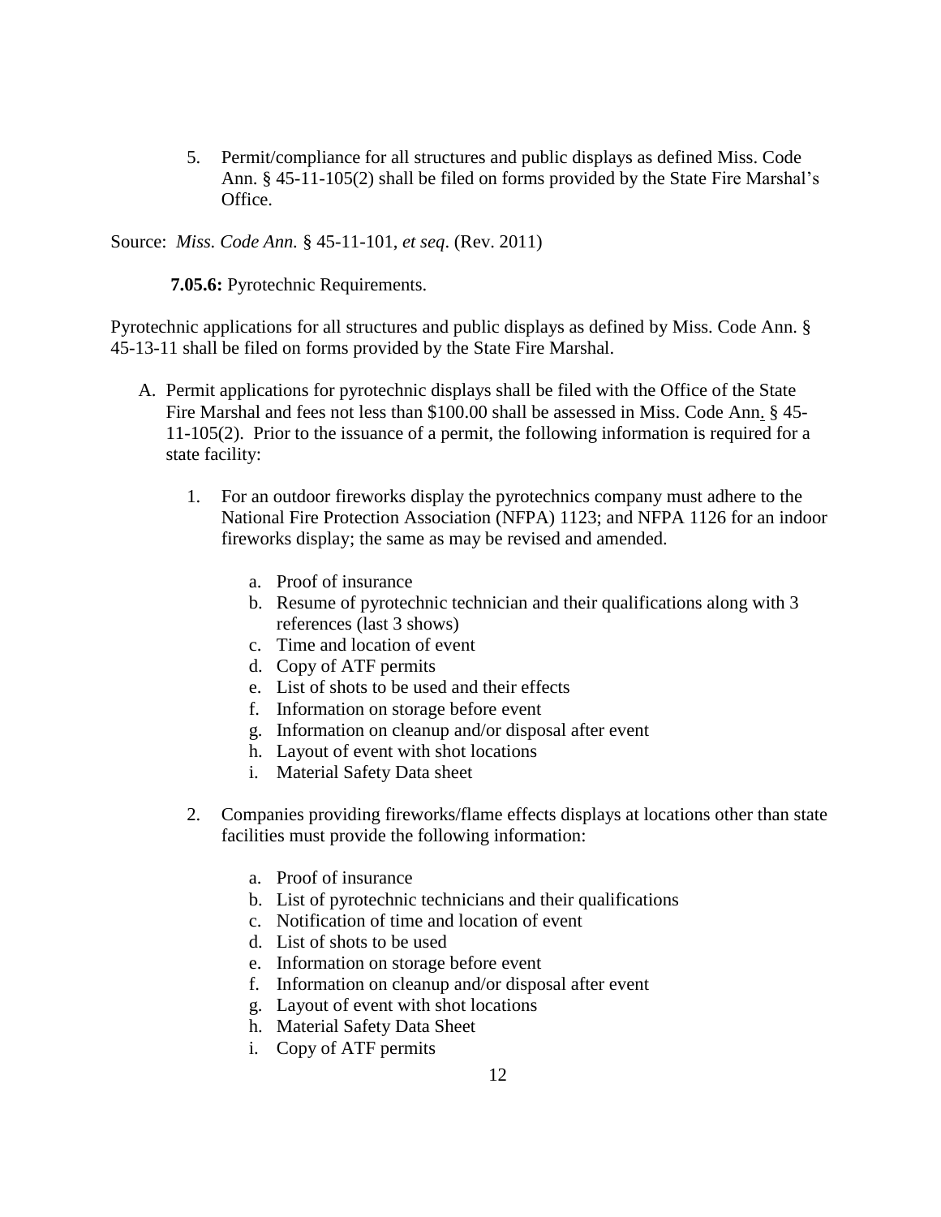5. Permit/compliance for all structures and public displays as defined Miss. Code Ann. § 45-11-105(2) shall be filed on forms provided by the State Fire Marshal's Office.

Source: *Miss. Code Ann.* § 45-11-101, *et seq*. (Rev. 2011)

**7.05.6:** Pyrotechnic Requirements.

Pyrotechnic applications for all structures and public displays as defined by Miss. Code Ann. § 45-13-11 shall be filed on forms provided by the State Fire Marshal.

A. Permit applications for pyrotechnic displays shall be filed with the Office of the State Fire Marshal and fees not less than $100.00 shall be assessed in Miss. Code Ann. § 45-11-105(2). Prior to the issuance of a permit, the following information is required for a state facility:

   1. For an outdoor fireworks display the pyrotechnics company must adhere to the National Fire Protection Association (NFPA) 1123; and NFPA 1126 for an indoor fireworks display; the same as may be revised and amended.

      a. Proof of insurance
      b. Resume of pyrotechnic technician and their qualifications along with 3 references (last 3 shows)
      c. Time and location of event
      d. Copy of ATF permits
      e. List of shots to be used and their effects
      f. Information on storage before event
      g. Information on cleanup and/or disposal after event
      h. Layout of event with shot locations
      i. Material Safety Data sheet

   2. Companies providing fireworks/flame effects displays at locations other than state facilities must provide the following information:

      a. Proof of insurance
      b. List of pyrotechnic technicians and their qualifications
      c. Notification of time and location of event
      d. List of shots to be used
      e. Information on storage before event
      f. Information on cleanup and/or disposal after event
      g. Layout of event with shot locations
      h. Material Safety Data Sheet
      i. Copy of ATF permits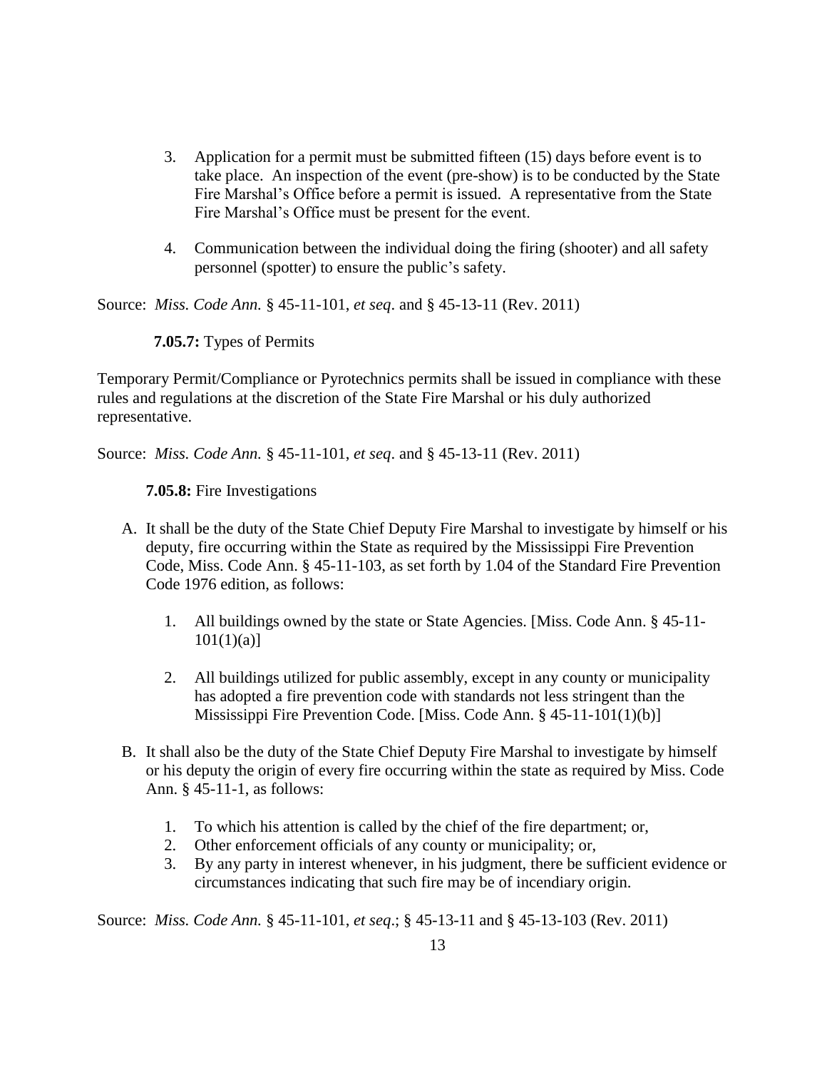3. Application for a permit must be submitted fifteen (15) days before event is to take place. An inspection of the event (pre-show) is to be conducted by the State Fire Marshal's Office before a permit is issued. A representative from the State Fire Marshal's Office must be present for the event.

4. Communication between the individual doing the firing (shooter) and all safety personnel (spotter) to ensure the public's safety.

Source: *Miss. Code Ann.* § 45-11-101, *et seq*. and § 45-13-11 (Rev. 2011)

**7.05.7:** Types of Permits

Temporary Permit/Compliance or Pyrotechnics permits shall be issued in compliance with these rules and regulations at the discretion of the State Fire Marshal or his duly authorized representative.

Source: *Miss. Code Ann.* § 45-11-101, *et seq*. and § 45-13-11 (Rev. 2011)

**7.05.8:** Fire Investigations

A. It shall be the duty of the State Chief Deputy Fire Marshal to investigate by himself or his deputy, fire occurring within the State as required by the Mississippi Fire Prevention Code, Miss. Code Ann. § 45-11-103, as set forth by 1.04 of the Standard Fire Prevention Code 1976 edition, as follows:

   1. All buildings owned by the state or State Agencies. [Miss. Code Ann. § 45-11-101(1)(a)]

   2. All buildings utilized for public assembly, except in any county or municipality has adopted a fire prevention code with standards not less stringent than the Mississippi Fire Prevention Code. [Miss. Code Ann. § 45-11-101(1)(b)]

B. It shall also be the duty of the State Chief Deputy Fire Marshal to investigate by himself or his deputy the origin of every fire occurring within the state as required by Miss. Code Ann. § 45-11-1, as follows:

   1. To which his attention is called by the chief of the fire department; or,
   2. Other enforcement officials of any county or municipality; or,
   3. By any party in interest whenever, in his judgment, there be sufficient evidence or circumstances indicating that such fire may be of incendiary origin.

Source: *Miss. Code Ann.* § 45-11-101, *et seq*.; § 45-13-11 and § 45-13-103 (Rev. 2011)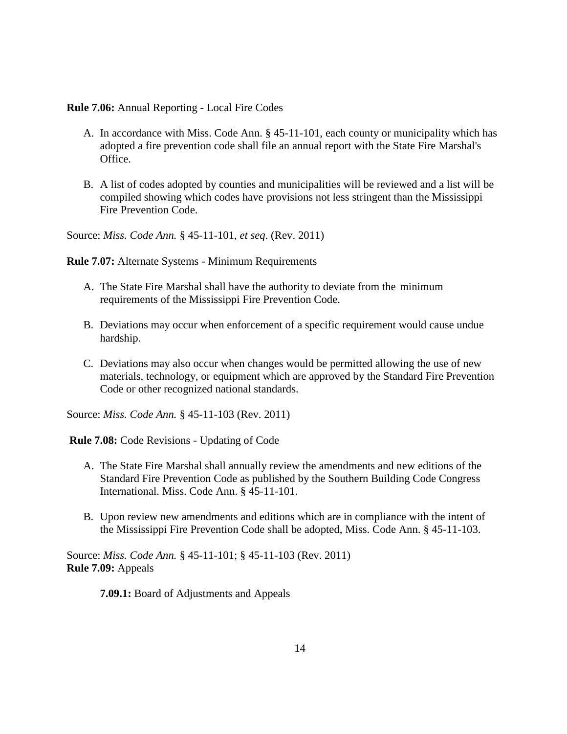**Rule 7.06:** Annual Reporting - Local Fire Codes

A. In accordance with Miss. Code Ann. § 45-11-101, each county or municipality which has adopted a fire prevention code shall file an annual report with the State Fire Marshal's Office.

B. A list of codes adopted by counties and municipalities will be reviewed and a list will be compiled showing which codes have provisions not less stringent than the Mississippi Fire Prevention Code.

Source: *Miss. Code Ann.* § 45-11-101, *et seq*. (Rev. 2011)

**Rule 7.07:** Alternate Systems - Minimum Requirements

A. The State Fire Marshal shall have the authority to deviate from the minimum requirements of the Mississippi Fire Prevention Code.

B. Deviations may occur when enforcement of a specific requirement would cause undue hardship.

C. Deviations may also occur when changes would be permitted allowing the use of new materials, technology, or equipment which are approved by the Standard Fire Prevention Code or other recognized national standards.

Source: *Miss. Code Ann.* § 45-11-103 (Rev. 2011)

**Rule 7.08:** Code Revisions - Updating of Code

A. The State Fire Marshal shall annually review the amendments and new editions of the Standard Fire Prevention Code as published by the Southern Building Code Congress International. Miss. Code Ann. § 45-11-101.

B. Upon review new amendments and editions which are in compliance with the intent of the Mississippi Fire Prevention Code shall be adopted, Miss. Code Ann. § 45-11-103.

Source: *Miss. Code Ann.* § 45-11-101; § 45-11-103 (Rev. 2011)

**Rule 7.09:** Appeals

**7.09.1:** Board of Adjustments and Appeals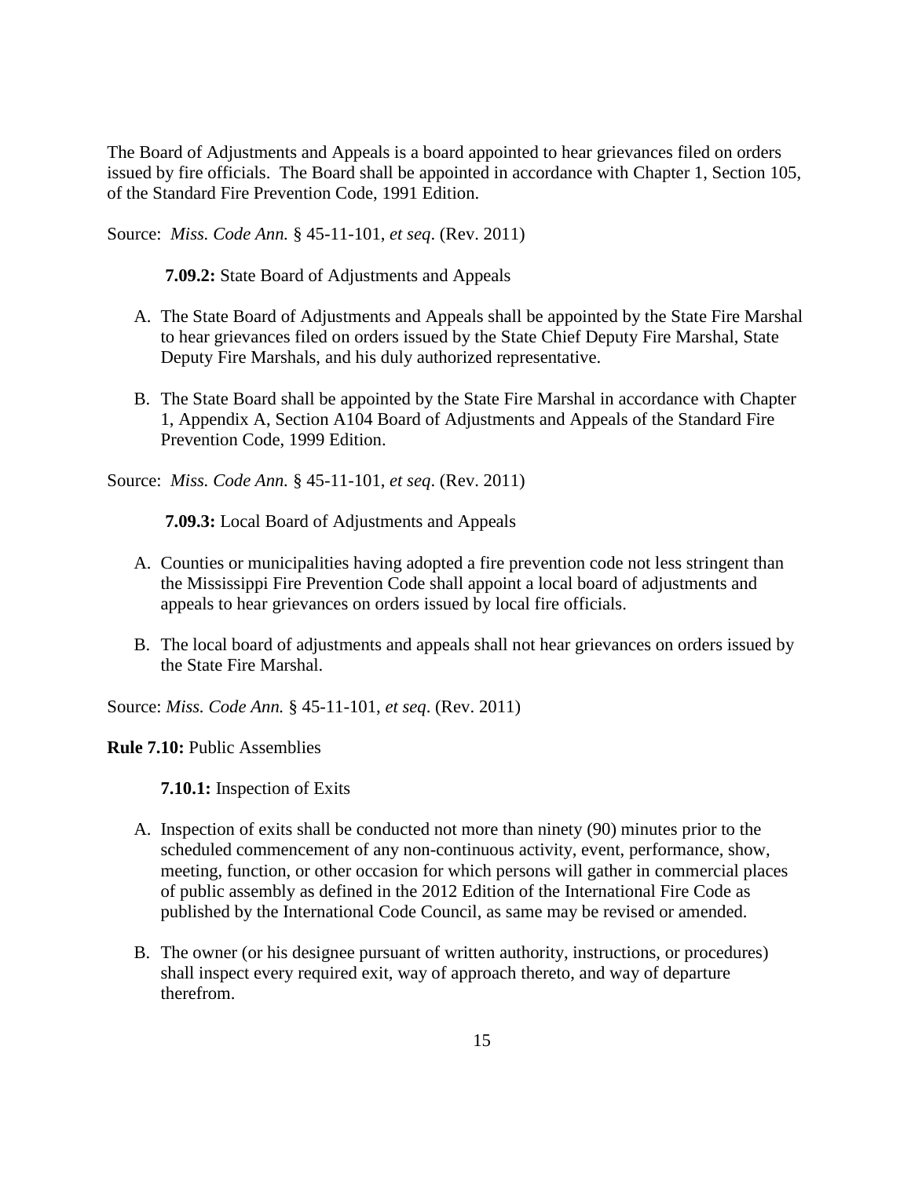The Board of Adjustments and Appeals is a board appointed to hear grievances filed on orders issued by fire officials. The Board shall be appointed in accordance with Chapter 1, Section 105, of the Standard Fire Prevention Code, 1991 Edition.

Source: *Miss. Code Ann.* § 45-11-101, *et seq*. (Rev. 2011)

**7.09.2:** State Board of Adjustments and Appeals

A. The State Board of Adjustments and Appeals shall be appointed by the State Fire Marshal to hear grievances filed on orders issued by the State Chief Deputy Fire Marshal, State Deputy Fire Marshals, and his duly authorized representative.

B. The State Board shall be appointed by the State Fire Marshal in accordance with Chapter 1, Appendix A, Section A104 Board of Adjustments and Appeals of the Standard Fire Prevention Code, 1999 Edition.

Source: *Miss. Code Ann.* § 45-11-101, *et seq*. (Rev. 2011)

**7.09.3:** Local Board of Adjustments and Appeals

A. Counties or municipalities having adopted a fire prevention code not less stringent than the Mississippi Fire Prevention Code shall appoint a local board of adjustments and appeals to hear grievances on orders issued by local fire officials.

B. The local board of adjustments and appeals shall not hear grievances on orders issued by the State Fire Marshal.

Source: *Miss. Code Ann.* § 45-11-101, *et seq*. (Rev. 2011)

**Rule 7.10:** Public Assemblies

**7.10.1:** Inspection of Exits

A. Inspection of exits shall be conducted not more than ninety (90) minutes prior to the scheduled commencement of any non-continuous activity, event, performance, show, meeting, function, or other occasion for which persons will gather in commercial places of public assembly as defined in the 2012 Edition of the International Fire Code as published by the International Code Council, as same may be revised or amended.

B. The owner (or his designee pursuant of written authority, instructions, or procedures) shall inspect every required exit, way of approach thereto, and way of departure therefrom.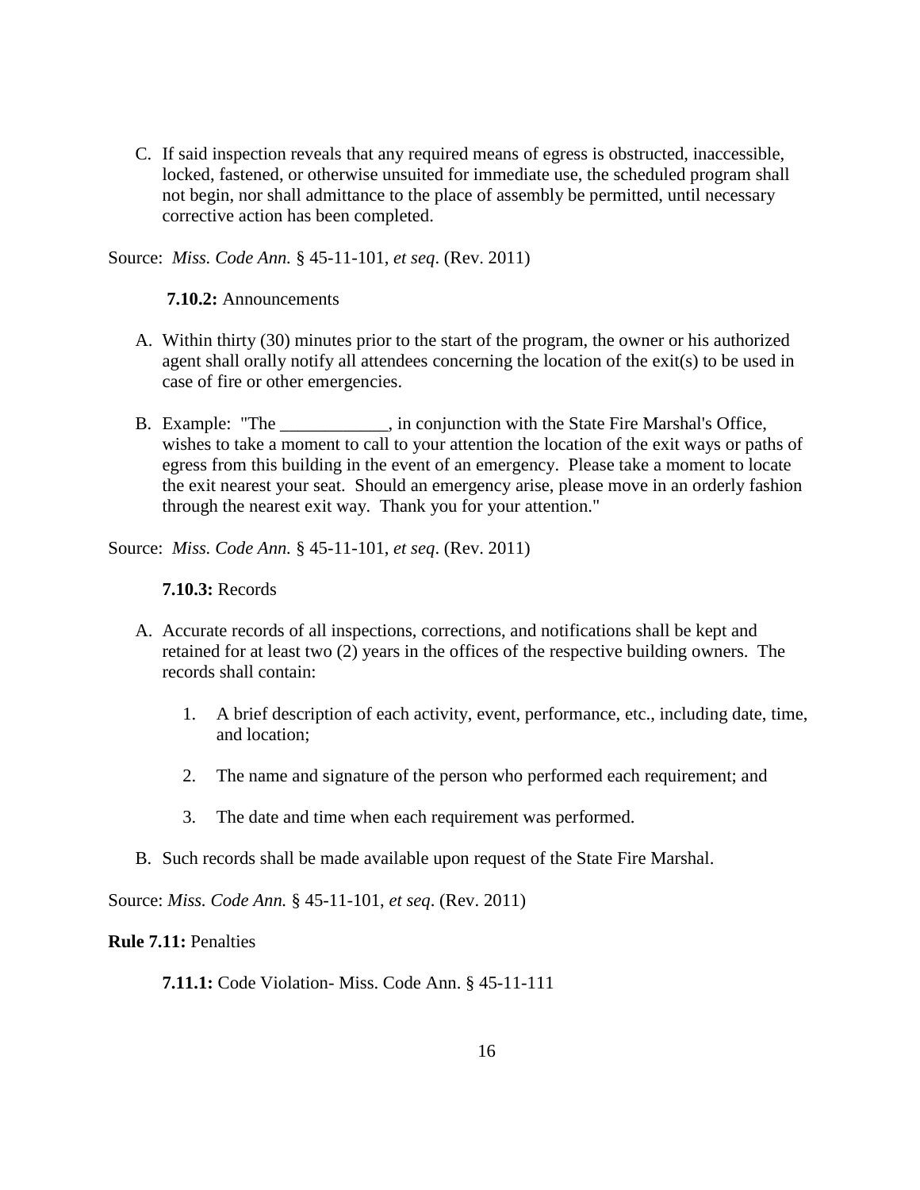C. If said inspection reveals that any required means of egress is obstructed, inaccessible, locked, fastened, or otherwise unsuited for immediate use, the scheduled program shall not begin, nor shall admittance to the place of assembly be permitted, until necessary corrective action has been completed.

Source: *Miss. Code Ann.* § 45-11-101, *et seq*. (Rev. 2011)

**7.10.2:** Announcements

A. Within thirty (30) minutes prior to the start of the program, the owner or his authorized agent shall orally notify all attendees concerning the location of the exit(s) to be used in case of fire or other emergencies.

B. Example: "The ____________, in conjunction with the State Fire Marshal's Office, wishes to take a moment to call to your attention the location of the exit ways or paths of egress from this building in the event of an emergency. Please take a moment to locate the exit nearest your seat. Should an emergency arise, please move in an orderly fashion through the nearest exit way. Thank you for your attention."

Source: *Miss. Code Ann.* § 45-11-101, *et seq*. (Rev. 2011)

**7.10.3:** Records

A. Accurate records of all inspections, corrections, and notifications shall be kept and retained for at least two (2) years in the offices of the respective building owners. The records shall contain:

   1. A brief description of each activity, event, performance, etc., including date, time, and location;

   2. The name and signature of the person who performed each requirement; and

   3. The date and time when each requirement was performed.

B. Such records shall be made available upon request of the State Fire Marshal.

Source: *Miss. Code Ann.* § 45-11-101, *et seq*. (Rev. 2011)

**Rule 7.11:** Penalties

**7.11.1:** Code Violation- Miss. Code Ann. § 45-11-111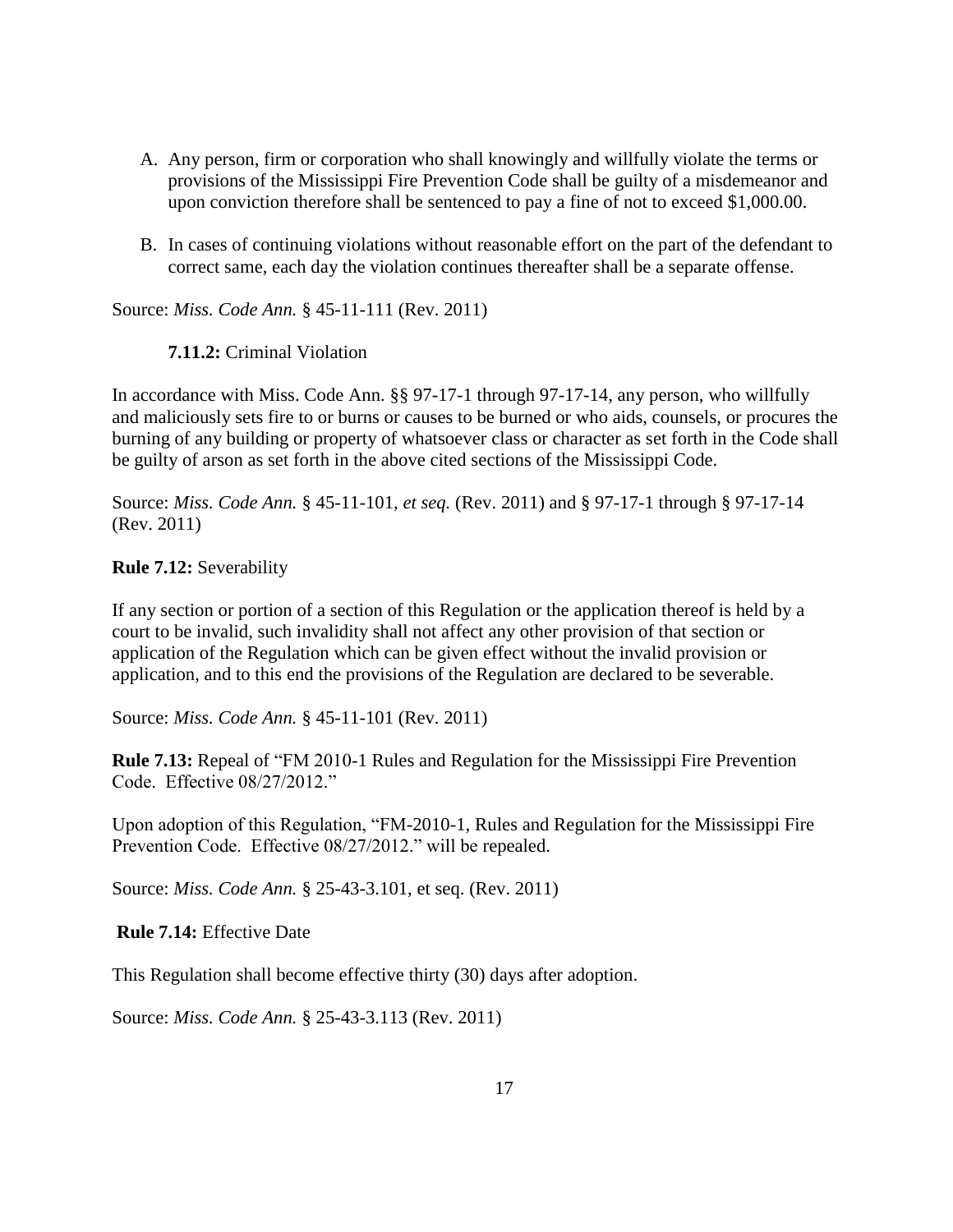A. Any person, firm or corporation who shall knowingly and willfully violate the terms or provisions of the Mississippi Fire Prevention Code shall be guilty of a misdemeanor and upon conviction therefore shall be sentenced to pay a fine of not to exceed $1,000.00.

B. In cases of continuing violations without reasonable effort on the part of the defendant to correct same, each day the violation continues thereafter shall be a separate offense.

Source: *Miss. Code Ann.* § 45-11-111 (Rev. 2011)

**7.11.2:** Criminal Violation

In accordance with Miss. Code Ann. §§ 97-17-1 through 97-17-14, any person, who willfully and maliciously sets fire to or burns or causes to be burned or who aids, counsels, or procures the burning of any building or property of whatsoever class or character as set forth in the Code shall be guilty of arson as set forth in the above cited sections of the Mississippi Code.

Source: *Miss. Code Ann.* § 45-11-101, *et seq.* (Rev. 2011) and § 97-17-1 through § 97-17-14 (Rev. 2011)

**Rule 7.12:** Severability

If any section or portion of a section of this Regulation or the application thereof is held by a court to be invalid, such invalidity shall not affect any other provision of that section or application of the Regulation which can be given effect without the invalid provision or application, and to this end the provisions of the Regulation are declared to be severable.

Source: *Miss. Code Ann.* § 45-11-101 (Rev. 2011)

**Rule 7.13:** Repeal of "FM 2010-1 Rules and Regulation for the Mississippi Fire Prevention Code. Effective 08/27/2012."

Upon adoption of this Regulation, "FM-2010-1, Rules and Regulation for the Mississippi Fire Prevention Code. Effective 08/27/2012." will be repealed.

Source: *Miss. Code Ann.* § 25-43-3.101, et seq. (Rev. 2011)

**Rule 7.14:** Effective Date

This Regulation shall become effective thirty (30) days after adoption.

Source: *Miss. Code Ann.* § 25-43-3.113 (Rev. 2011)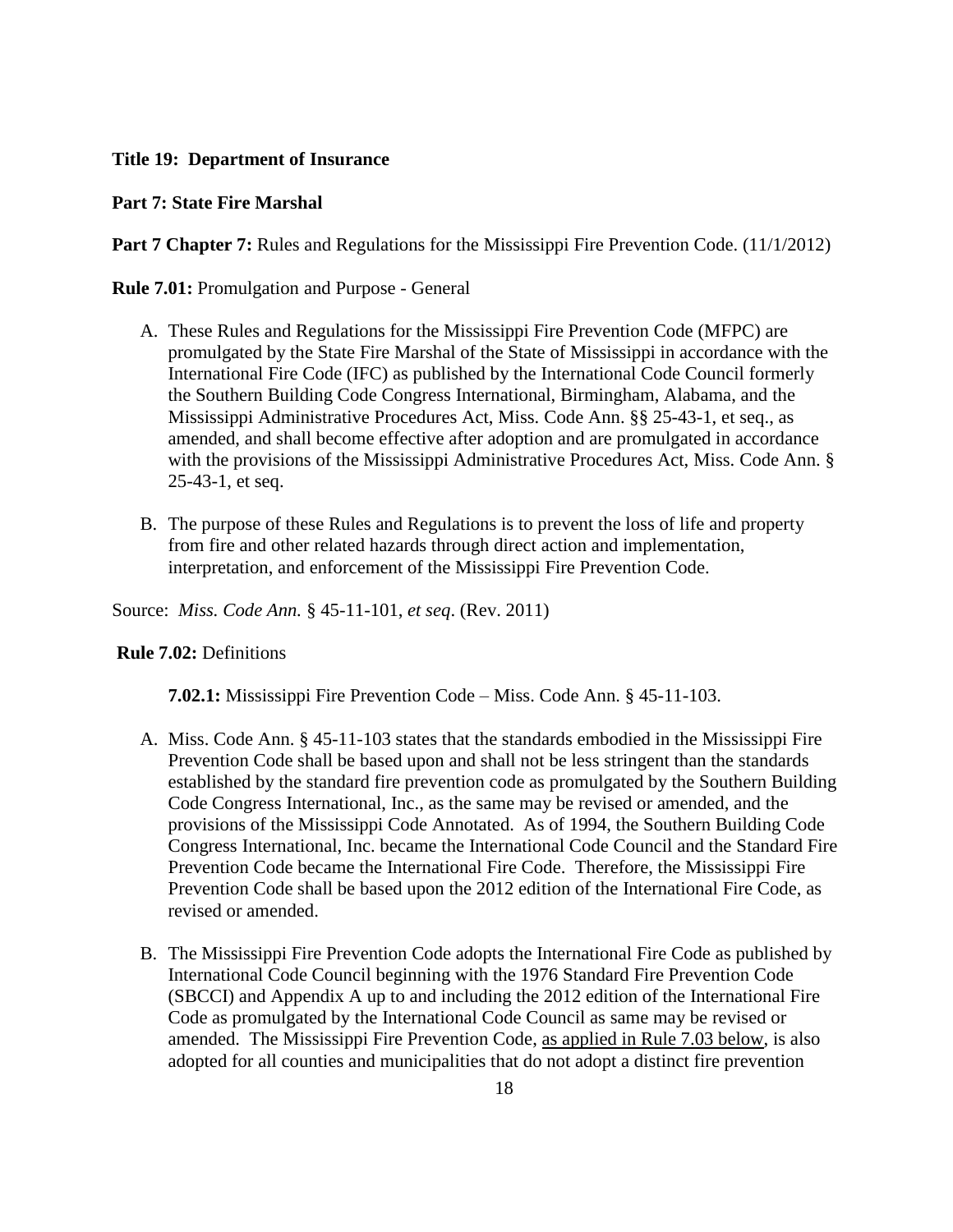**Title 19: Department of Insurance**

**Part 7: State Fire Marshal**

**Part 7 Chapter 7:** Rules and Regulations for the Mississippi Fire Prevention Code. (11/1/2012)

**Rule 7.01:** Promulgation and Purpose - General

A. These Rules and Regulations for the Mississippi Fire Prevention Code (MFPC) are promulgated by the State Fire Marshal of the State of Mississippi in accordance with the International Fire Code (IFC) as published by the International Code Council formerly the Southern Building Code Congress International, Birmingham, Alabama, and the Mississippi Administrative Procedures Act, Miss. Code Ann. §§ 25-43-1, et seq., as amended, and shall become effective after adoption and are promulgated in accordance with the provisions of the Mississippi Administrative Procedures Act, Miss. Code Ann. § 25-43-1, et seq.

B. The purpose of these Rules and Regulations is to prevent the loss of life and property from fire and other related hazards through direct action and implementation, interpretation, and enforcement of the Mississippi Fire Prevention Code.

Source: *Miss. Code Ann.* § 45-11-101, *et seq*. (Rev. 2011)

**Rule 7.02:** Definitions

**7.02.1:** Mississippi Fire Prevention Code – Miss. Code Ann. § 45-11-103.

A. Miss. Code Ann. § 45-11-103 states that the standards embodied in the Mississippi Fire Prevention Code shall be based upon and shall not be less stringent than the standards established by the standard fire prevention code as promulgated by the Southern Building Code Congress International, Inc., as the same may be revised or amended, and the provisions of the Mississippi Code Annotated. As of 1994, the Southern Building Code Congress International, Inc. became the International Code Council and the Standard Fire Prevention Code became the International Fire Code. Therefore, the Mississippi Fire Prevention Code shall be based upon the 2012 edition of the International Fire Code, as revised or amended.

B. The Mississippi Fire Prevention Code adopts the International Fire Code as published by International Code Council beginning with the 1976 Standard Fire Prevention Code (SBCCI) and Appendix A up to and including the 2012 edition of the International Fire Code as promulgated by the International Code Council as same may be revised or amended. The Mississippi Fire Prevention Code, as applied in Rule 7.03 below, is also adopted for all counties and municipalities that do not adopt a distinct fire prevention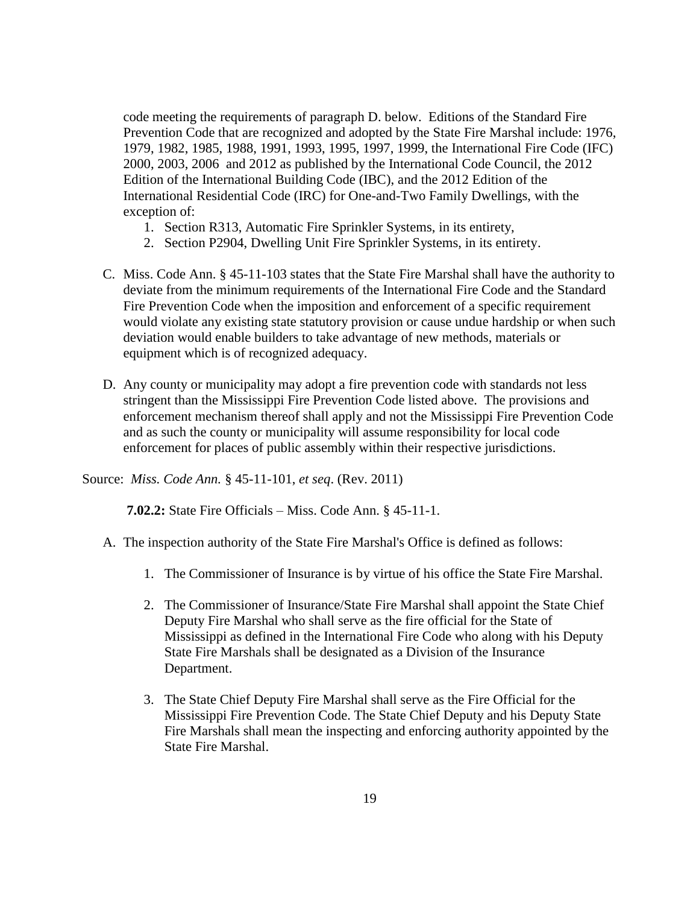code meeting the requirements of paragraph D. below. Editions of the Standard Fire Prevention Code that are recognized and adopted by the State Fire Marshal include: 1976, 1979, 1982, 1985, 1988, 1991, 1993, 1995, 1997, 1999, the International Fire Code (IFC) 2000, 2003, 2006 and 2012 as published by the International Code Council, the 2012 Edition of the International Building Code (IBC), and the 2012 Edition of the International Residential Code (IRC) for One-and-Two Family Dwellings, with the exception of:

1. Section R313, Automatic Fire Sprinkler Systems, in its entirety,
2. Section P2904, Dwelling Unit Fire Sprinkler Systems, in its entirety.

C. Miss. Code Ann. § 45-11-103 states that the State Fire Marshal shall have the authority to deviate from the minimum requirements of the International Fire Code and the Standard Fire Prevention Code when the imposition and enforcement of a specific requirement would violate any existing state statutory provision or cause undue hardship or when such deviation would enable builders to take advantage of new methods, materials or equipment which is of recognized adequacy.

D. Any county or municipality may adopt a fire prevention code with standards not less stringent than the Mississippi Fire Prevention Code listed above. The provisions and enforcement mechanism thereof shall apply and not the Mississippi Fire Prevention Code and as such the county or municipality will assume responsibility for local code enforcement for places of public assembly within their respective jurisdictions.

Source: *Miss. Code Ann.* § 45-11-101, *et seq*. (Rev. 2011)

**7.02.2:** State Fire Officials – Miss. Code Ann. § 45-11-1.

A. The inspection authority of the State Fire Marshal's Office is defined as follows:

1. The Commissioner of Insurance is by virtue of his office the State Fire Marshal.

2. The Commissioner of Insurance/State Fire Marshal shall appoint the State Chief Deputy Fire Marshal who shall serve as the fire official for the State of Mississippi as defined in the International Fire Code who along with his Deputy State Fire Marshals shall be designated as a Division of the Insurance Department.

3. The State Chief Deputy Fire Marshal shall serve as the Fire Official for the Mississippi Fire Prevention Code. The State Chief Deputy and his Deputy State Fire Marshals shall mean the inspecting and enforcing authority appointed by the State Fire Marshal.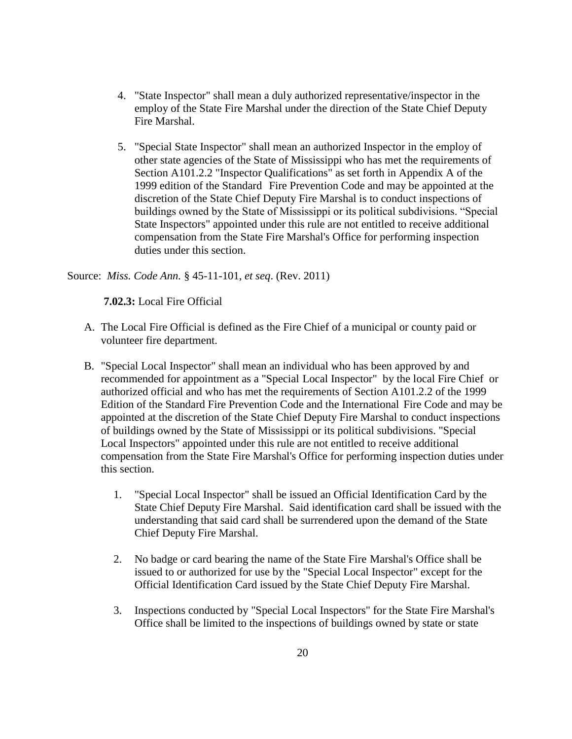4. "State Inspector" shall mean a duly authorized representative/inspector in the employ of the State Fire Marshal under the direction of the State Chief Deputy Fire Marshal.

5. "Special State Inspector" shall mean an authorized Inspector in the employ of other state agencies of the State of Mississippi who has met the requirements of Section A101.2.2 "Inspector Qualifications" as set forth in Appendix A of the 1999 edition of the Standard Fire Prevention Code and may be appointed at the discretion of the State Chief Deputy Fire Marshal is to conduct inspections of buildings owned by the State of Mississippi or its political subdivisions. "Special State Inspectors" appointed under this rule are not entitled to receive additional compensation from the State Fire Marshal's Office for performing inspection duties under this section.

Source: *Miss. Code Ann.* § 45-11-101, *et seq*. (Rev. 2011)

**7.02.3:** Local Fire Official

A. The Local Fire Official is defined as the Fire Chief of a municipal or county paid or volunteer fire department.

B. "Special Local Inspector" shall mean an individual who has been approved by and recommended for appointment as a "Special Local Inspector" by the local Fire Chief or authorized official and who has met the requirements of Section A101.2.2 of the 1999 Edition of the Standard Fire Prevention Code and the International Fire Code and may be appointed at the discretion of the State Chief Deputy Fire Marshal to conduct inspections of buildings owned by the State of Mississippi or its political subdivisions. "Special Local Inspectors" appointed under this rule are not entitled to receive additional compensation from the State Fire Marshal's Office for performing inspection duties under this section.

   1. "Special Local Inspector" shall be issued an Official Identification Card by the State Chief Deputy Fire Marshal. Said identification card shall be issued with the understanding that said card shall be surrendered upon the demand of the State Chief Deputy Fire Marshal.

   2. No badge or card bearing the name of the State Fire Marshal's Office shall be issued to or authorized for use by the "Special Local Inspector" except for the Official Identification Card issued by the State Chief Deputy Fire Marshal.

   3. Inspections conducted by "Special Local Inspectors" for the State Fire Marshal's Office shall be limited to the inspections of buildings owned by state or state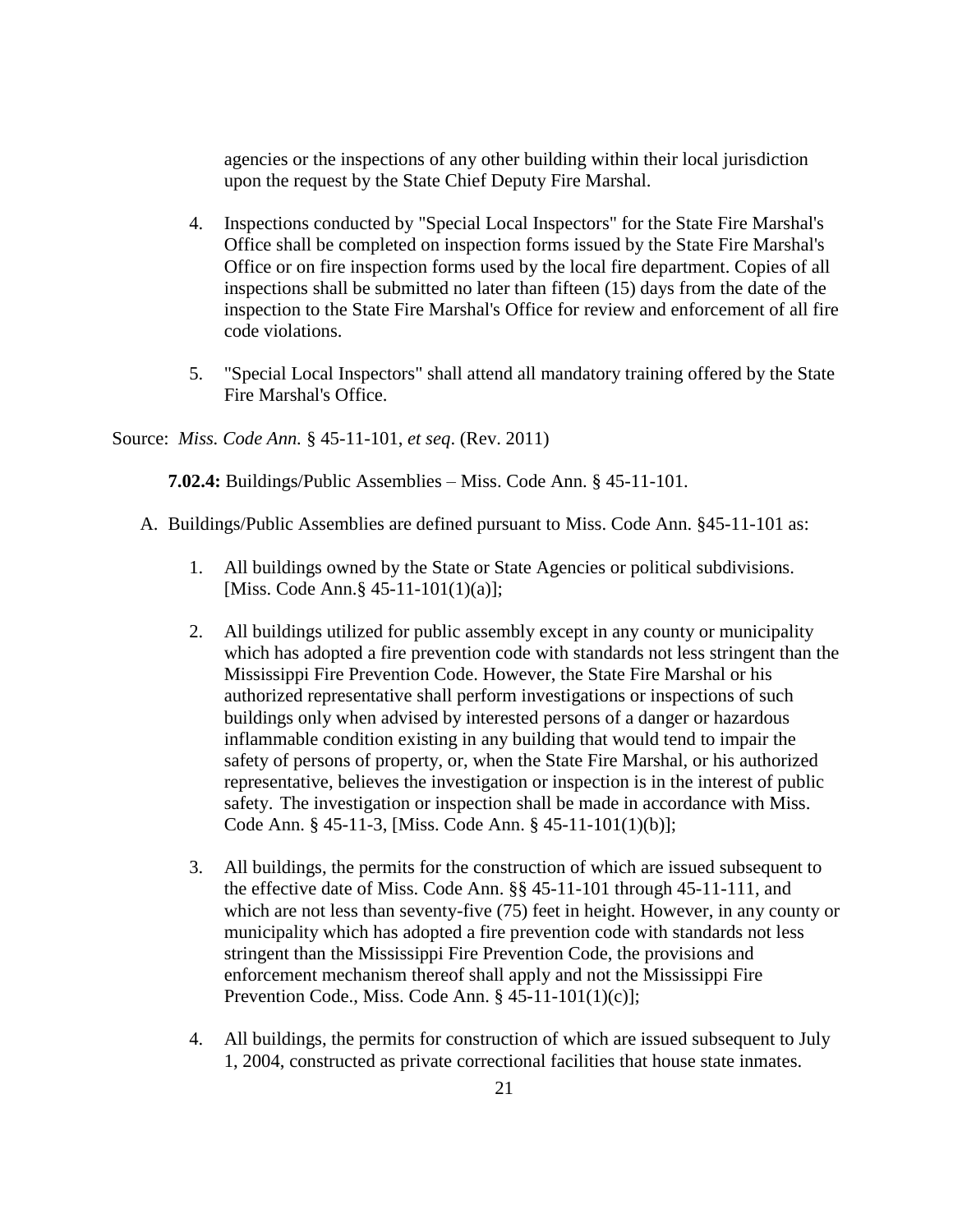agencies or the inspections of any other building within their local jurisdiction upon the request by the State Chief Deputy Fire Marshal.

4. Inspections conducted by "Special Local Inspectors" for the State Fire Marshal's Office shall be completed on inspection forms issued by the State Fire Marshal's Office or on fire inspection forms used by the local fire department. Copies of all inspections shall be submitted no later than fifteen (15) days from the date of the inspection to the State Fire Marshal's Office for review and enforcement of all fire code violations.

5. "Special Local Inspectors" shall attend all mandatory training offered by the State Fire Marshal's Office.

Source: *Miss. Code Ann.* § 45-11-101, *et seq*. (Rev. 2011)

**7.02.4:** Buildings/Public Assemblies – Miss. Code Ann. § 45-11-101.

A. Buildings/Public Assemblies are defined pursuant to Miss. Code Ann. §45-11-101 as:

1. All buildings owned by the State or State Agencies or political subdivisions. [Miss. Code Ann.§ 45-11-101(1)(a)];

2. All buildings utilized for public assembly except in any county or municipality which has adopted a fire prevention code with standards not less stringent than the Mississippi Fire Prevention Code. However, the State Fire Marshal or his authorized representative shall perform investigations or inspections of such buildings only when advised by interested persons of a danger or hazardous inflammable condition existing in any building that would tend to impair the safety of persons of property, or, when the State Fire Marshal, or his authorized representative, believes the investigation or inspection is in the interest of public safety. The investigation or inspection shall be made in accordance with Miss. Code Ann. § 45-11-3, [Miss. Code Ann. § 45-11-101(1)(b)];

3. All buildings, the permits for the construction of which are issued subsequent to the effective date of Miss. Code Ann. §§ 45-11-101 through 45-11-111, and which are not less than seventy-five (75) feet in height. However, in any county or municipality which has adopted a fire prevention code with standards not less stringent than the Mississippi Fire Prevention Code, the provisions and enforcement mechanism thereof shall apply and not the Mississippi Fire Prevention Code., Miss. Code Ann. § 45-11-101(1)(c)];

4. All buildings, the permits for construction of which are issued subsequent to July 1, 2004, constructed as private correctional facilities that house state inmates.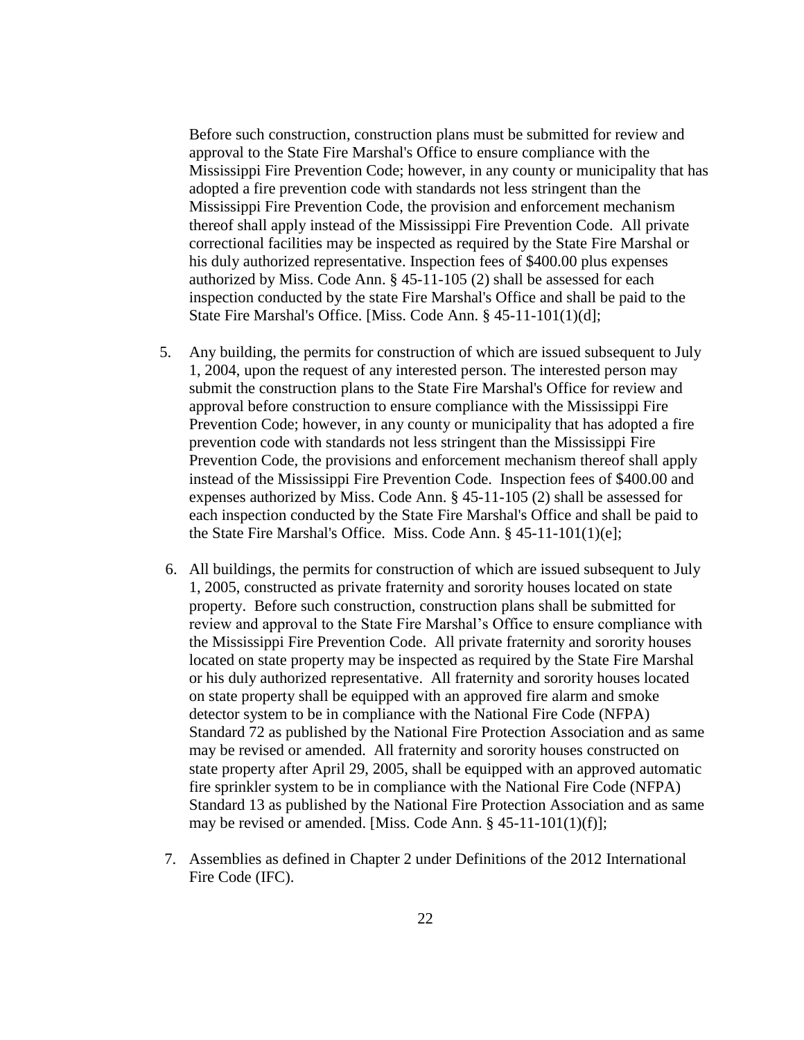Before such construction, construction plans must be submitted for review and approval to the State Fire Marshal's Office to ensure compliance with the Mississippi Fire Prevention Code; however, in any county or municipality that has adopted a fire prevention code with standards not less stringent than the Mississippi Fire Prevention Code, the provision and enforcement mechanism thereof shall apply instead of the Mississippi Fire Prevention Code. All private correctional facilities may be inspected as required by the State Fire Marshal or his duly authorized representative. Inspection fees of $400.00 plus expenses authorized by Miss. Code Ann. § 45-11-105 (2) shall be assessed for each inspection conducted by the state Fire Marshal's Office and shall be paid to the State Fire Marshal's Office. [Miss. Code Ann. § 45-11-101(1)(d];

5. Any building, the permits for construction of which are issued subsequent to July 1, 2004, upon the request of any interested person. The interested person may submit the construction plans to the State Fire Marshal's Office for review and approval before construction to ensure compliance with the Mississippi Fire Prevention Code; however, in any county or municipality that has adopted a fire prevention code with standards not less stringent than the Mississippi Fire Prevention Code, the provisions and enforcement mechanism thereof shall apply instead of the Mississippi Fire Prevention Code. Inspection fees of $400.00 and expenses authorized by Miss. Code Ann. § 45-11-105 (2) shall be assessed for each inspection conducted by the State Fire Marshal's Office and shall be paid to the State Fire Marshal's Office. Miss. Code Ann. § 45-11-101(1)(e];

6. All buildings, the permits for construction of which are issued subsequent to July 1, 2005, constructed as private fraternity and sorority houses located on state property. Before such construction, construction plans shall be submitted for review and approval to the State Fire Marshal's Office to ensure compliance with the Mississippi Fire Prevention Code. All private fraternity and sorority houses located on state property may be inspected as required by the State Fire Marshal or his duly authorized representative. All fraternity and sorority houses located on state property shall be equipped with an approved fire alarm and smoke detector system to be in compliance with the National Fire Code (NFPA) Standard 72 as published by the National Fire Protection Association and as same may be revised or amended. All fraternity and sorority houses constructed on state property after April 29, 2005, shall be equipped with an approved automatic fire sprinkler system to be in compliance with the National Fire Code (NFPA) Standard 13 as published by the National Fire Protection Association and as same may be revised or amended. [Miss. Code Ann. § 45-11-101(1)(f)];

7. Assemblies as defined in Chapter 2 under Definitions of the 2012 International Fire Code (IFC).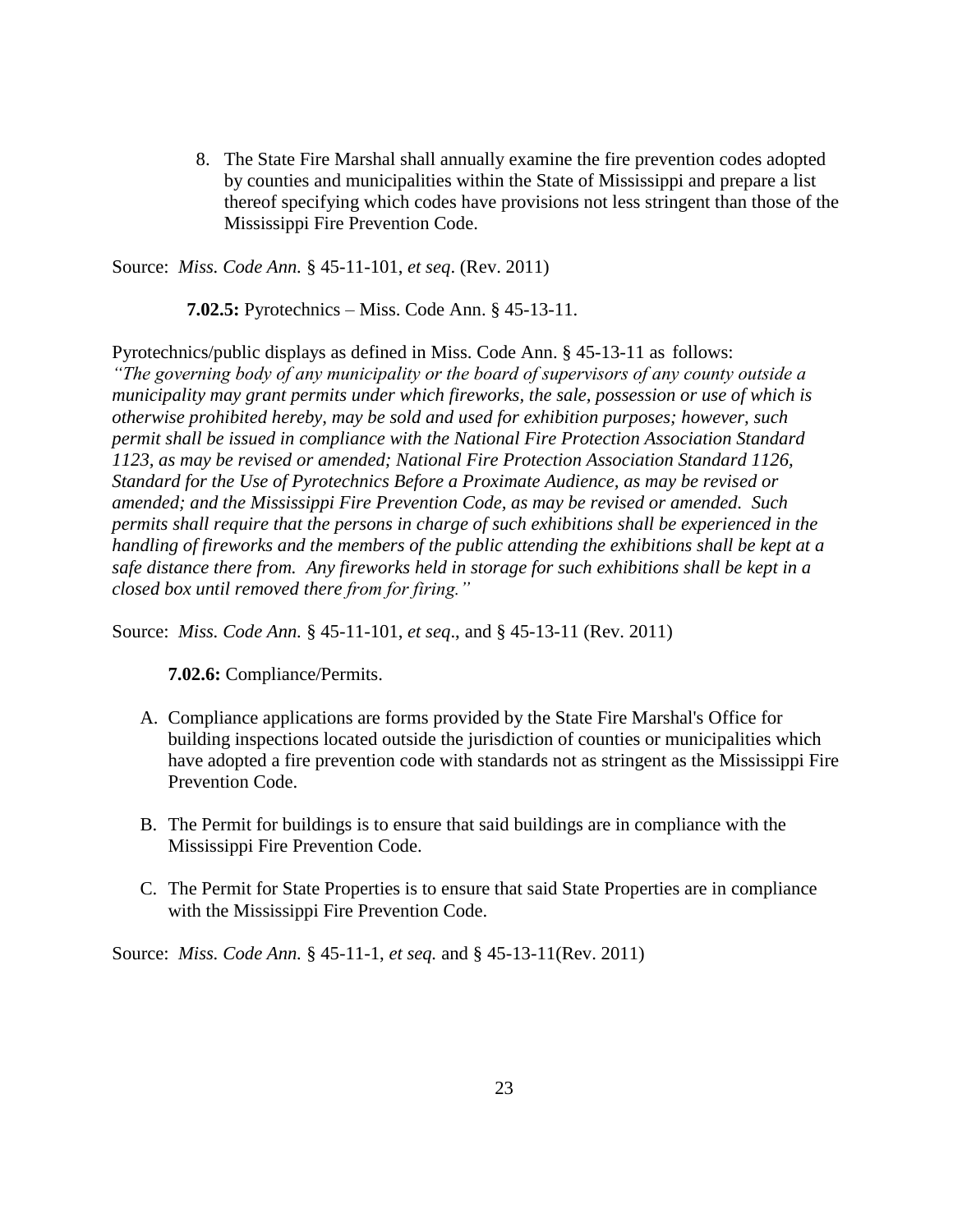8. The State Fire Marshal shall annually examine the fire prevention codes adopted by counties and municipalities within the State of Mississippi and prepare a list thereof specifying which codes have provisions not less stringent than those of the Mississippi Fire Prevention Code.

Source: *Miss. Code Ann.* § 45-11-101, *et seq*. (Rev. 2011)

**7.02.5:** Pyrotechnics – Miss. Code Ann. § 45-13-11.

Pyrotechnics/public displays as defined in Miss. Code Ann. § 45-13-11 as follows:
*"The governing body of any municipality or the board of supervisors of any county outside a municipality may grant permits under which fireworks, the sale, possession or use of which is otherwise prohibited hereby, may be sold and used for exhibition purposes; however, such permit shall be issued in compliance with the National Fire Protection Association Standard 1123, as may be revised or amended; National Fire Protection Association Standard 1126, Standard for the Use of Pyrotechnics Before a Proximate Audience, as may be revised or amended; and the Mississippi Fire Prevention Code, as may be revised or amended. Such permits shall require that the persons in charge of such exhibitions shall be experienced in the handling of fireworks and the members of the public attending the exhibitions shall be kept at a safe distance there from. Any fireworks held in storage for such exhibitions shall be kept in a closed box until removed there from for firing."*

Source: *Miss. Code Ann.* § 45-11-101, *et seq*., and § 45-13-11 (Rev. 2011)

**7.02.6:** Compliance/Permits.

A. Compliance applications are forms provided by the State Fire Marshal's Office for building inspections located outside the jurisdiction of counties or municipalities which have adopted a fire prevention code with standards not as stringent as the Mississippi Fire Prevention Code.

B. The Permit for buildings is to ensure that said buildings are in compliance with the Mississippi Fire Prevention Code.

C. The Permit for State Properties is to ensure that said State Properties are in compliance with the Mississippi Fire Prevention Code.

Source: *Miss. Code Ann.* § 45-11-1, *et seq.* and § 45-13-11(Rev. 2011)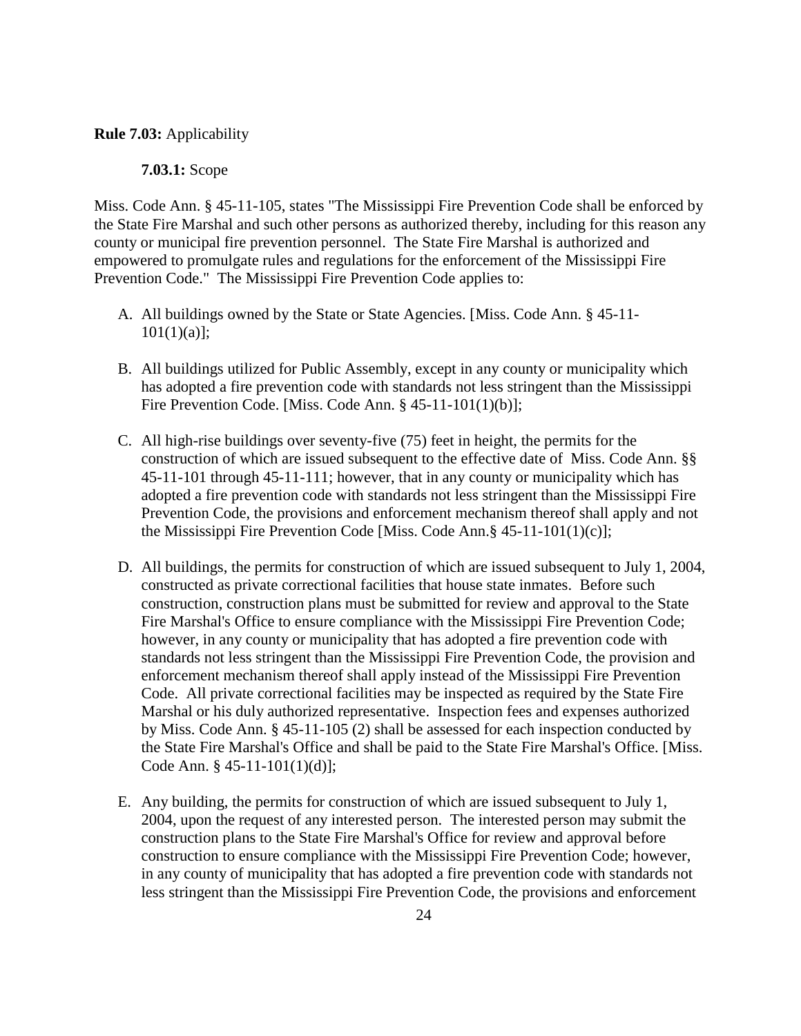**Rule 7.03:** Applicability

**7.03.1:** Scope

Miss. Code Ann. § 45-11-105, states "The Mississippi Fire Prevention Code shall be enforced by the State Fire Marshal and such other persons as authorized thereby, including for this reason any county or municipal fire prevention personnel. The State Fire Marshal is authorized and empowered to promulgate rules and regulations for the enforcement of the Mississippi Fire Prevention Code." The Mississippi Fire Prevention Code applies to:

A. All buildings owned by the State or State Agencies. [Miss. Code Ann. § 45-11-101(1)(a)];

B. All buildings utilized for Public Assembly, except in any county or municipality which has adopted a fire prevention code with standards not less stringent than the Mississippi Fire Prevention Code. [Miss. Code Ann. § 45-11-101(1)(b)];

C. All high-rise buildings over seventy-five (75) feet in height, the permits for the construction of which are issued subsequent to the effective date of Miss. Code Ann. §§ 45-11-101 through 45-11-111; however, that in any county or municipality which has adopted a fire prevention code with standards not less stringent than the Mississippi Fire Prevention Code, the provisions and enforcement mechanism thereof shall apply and not the Mississippi Fire Prevention Code [Miss. Code Ann.§ 45-11-101(1)(c)];

D. All buildings, the permits for construction of which are issued subsequent to July 1, 2004, constructed as private correctional facilities that house state inmates. Before such construction, construction plans must be submitted for review and approval to the State Fire Marshal's Office to ensure compliance with the Mississippi Fire Prevention Code; however, in any county or municipality that has adopted a fire prevention code with standards not less stringent than the Mississippi Fire Prevention Code, the provision and enforcement mechanism thereof shall apply instead of the Mississippi Fire Prevention Code. All private correctional facilities may be inspected as required by the State Fire Marshal or his duly authorized representative. Inspection fees and expenses authorized by Miss. Code Ann. § 45-11-105 (2) shall be assessed for each inspection conducted by the State Fire Marshal's Office and shall be paid to the State Fire Marshal's Office. [Miss. Code Ann. § 45-11-101(1)(d)];

E. Any building, the permits for construction of which are issued subsequent to July 1, 2004, upon the request of any interested person. The interested person may submit the construction plans to the State Fire Marshal's Office for review and approval before construction to ensure compliance with the Mississippi Fire Prevention Code; however, in any county of municipality that has adopted a fire prevention code with standards not less stringent than the Mississippi Fire Prevention Code, the provisions and enforcement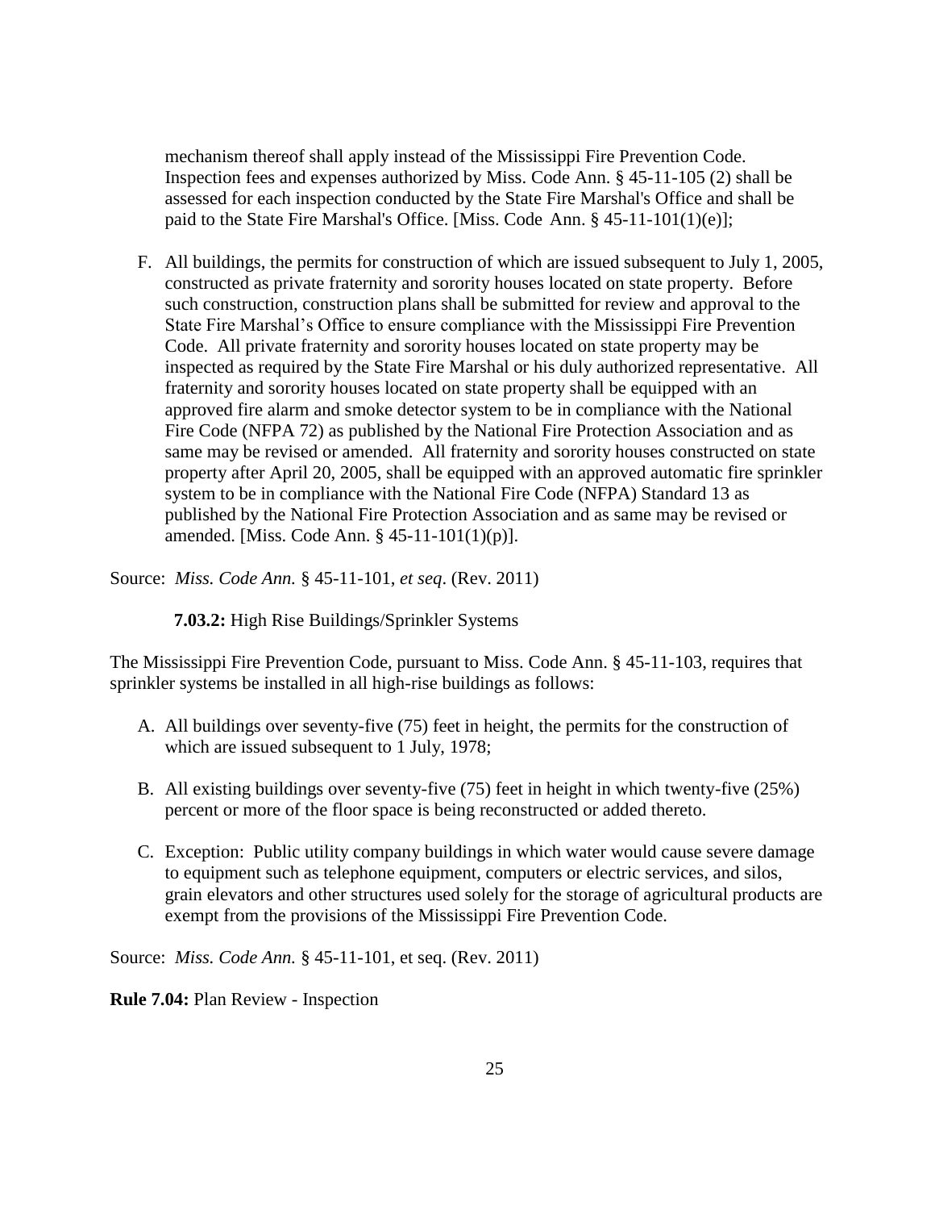mechanism thereof shall apply instead of the Mississippi Fire Prevention Code. Inspection fees and expenses authorized by Miss. Code Ann. § 45-11-105 (2) shall be assessed for each inspection conducted by the State Fire Marshal's Office and shall be paid to the State Fire Marshal's Office. [Miss. Code Ann. § 45-11-101(1)(e)];

F. All buildings, the permits for construction of which are issued subsequent to July 1, 2005, constructed as private fraternity and sorority houses located on state property. Before such construction, construction plans shall be submitted for review and approval to the State Fire Marshal's Office to ensure compliance with the Mississippi Fire Prevention Code. All private fraternity and sorority houses located on state property may be inspected as required by the State Fire Marshal or his duly authorized representative. All fraternity and sorority houses located on state property shall be equipped with an approved fire alarm and smoke detector system to be in compliance with the National Fire Code (NFPA 72) as published by the National Fire Protection Association and as same may be revised or amended. All fraternity and sorority houses constructed on state property after April 20, 2005, shall be equipped with an approved automatic fire sprinkler system to be in compliance with the National Fire Code (NFPA) Standard 13 as published by the National Fire Protection Association and as same may be revised or amended. [Miss. Code Ann. § 45-11-101(1)(p)].

Source: *Miss. Code Ann.* § 45-11-101, *et seq*. (Rev. 2011)

**7.03.2:** High Rise Buildings/Sprinkler Systems

The Mississippi Fire Prevention Code, pursuant to Miss. Code Ann. § 45-11-103, requires that sprinkler systems be installed in all high-rise buildings as follows:

A. All buildings over seventy-five (75) feet in height, the permits for the construction of which are issued subsequent to 1 July, 1978;

B. All existing buildings over seventy-five (75) feet in height in which twenty-five (25%) percent or more of the floor space is being reconstructed or added thereto.

C. Exception: Public utility company buildings in which water would cause severe damage to equipment such as telephone equipment, computers or electric services, and silos, grain elevators and other structures used solely for the storage of agricultural products are exempt from the provisions of the Mississippi Fire Prevention Code.

Source: *Miss. Code Ann.* § 45-11-101, et seq. (Rev. 2011)

**Rule 7.04:** Plan Review - Inspection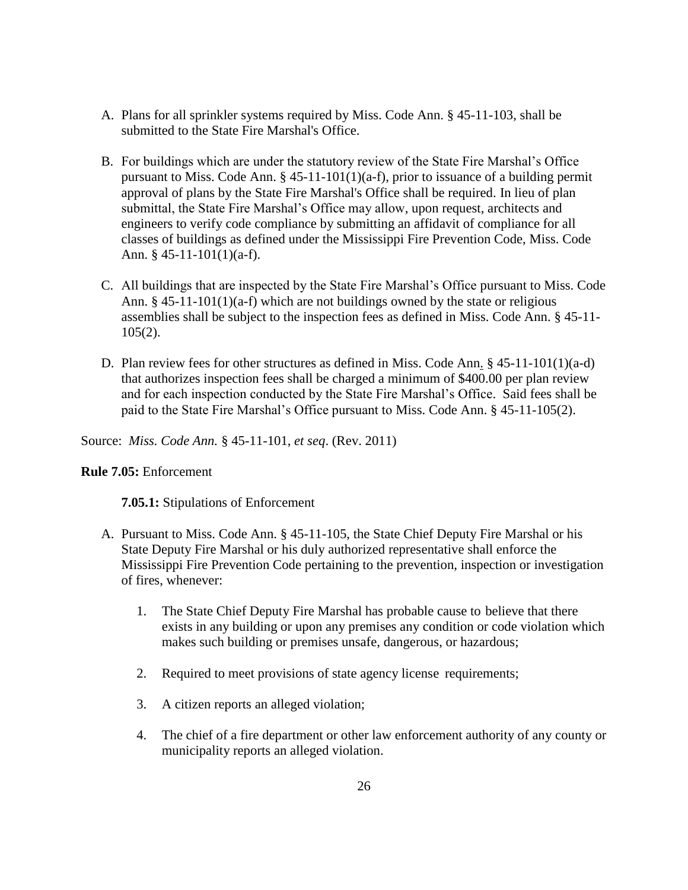A. Plans for all sprinkler systems required by Miss. Code Ann. § 45-11-103, shall be submitted to the State Fire Marshal's Office.

B. For buildings which are under the statutory review of the State Fire Marshal's Office pursuant to Miss. Code Ann. § 45-11-101(1)(a-f), prior to issuance of a building permit approval of plans by the State Fire Marshal's Office shall be required. In lieu of plan submittal, the State Fire Marshal's Office may allow, upon request, architects and engineers to verify code compliance by submitting an affidavit of compliance for all classes of buildings as defined under the Mississippi Fire Prevention Code, Miss. Code Ann. § 45-11-101(1)(a-f).

C. All buildings that are inspected by the State Fire Marshal's Office pursuant to Miss. Code Ann. § 45-11-101(1)(a-f) which are not buildings owned by the state or religious assemblies shall be subject to the inspection fees as defined in Miss. Code Ann. § 45-11-105(2).

D. Plan review fees for other structures as defined in Miss. Code Ann. § 45-11-101(1)(a-d) that authorizes inspection fees shall be charged a minimum of $400.00 per plan review and for each inspection conducted by the State Fire Marshal's Office. Said fees shall be paid to the State Fire Marshal's Office pursuant to Miss. Code Ann. § 45-11-105(2).

Source: *Miss. Code Ann.* § 45-11-101, *et seq*. (Rev. 2011)

**Rule 7.05:** Enforcement

**7.05.1:** Stipulations of Enforcement

A. Pursuant to Miss. Code Ann. § 45-11-105, the State Chief Deputy Fire Marshal or his State Deputy Fire Marshal or his duly authorized representative shall enforce the Mississippi Fire Prevention Code pertaining to the prevention, inspection or investigation of fires, whenever:

   1. The State Chief Deputy Fire Marshal has probable cause to believe that there exists in any building or upon any premises any condition or code violation which makes such building or premises unsafe, dangerous, or hazardous;

   2. Required to meet provisions of state agency license requirements;

   3. A citizen reports an alleged violation;

   4. The chief of a fire department or other law enforcement authority of any county or municipality reports an alleged violation.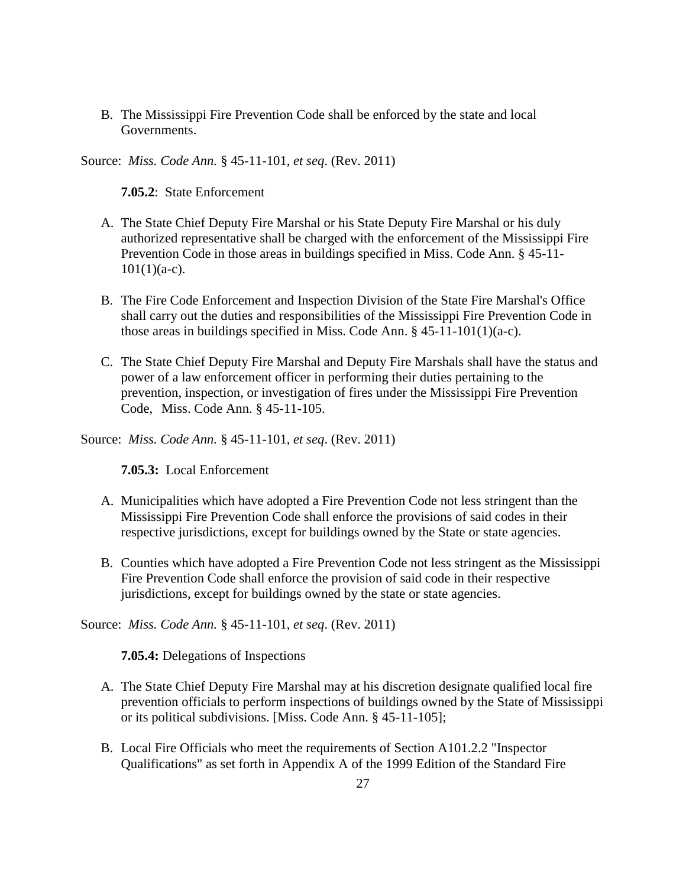B. The Mississippi Fire Prevention Code shall be enforced by the state and local Governments.

Source: *Miss. Code Ann.* § 45-11-101, *et seq*. (Rev. 2011)

**7.05.2**: State Enforcement

A. The State Chief Deputy Fire Marshal or his State Deputy Fire Marshal or his duly authorized representative shall be charged with the enforcement of the Mississippi Fire Prevention Code in those areas in buildings specified in Miss. Code Ann. § 45-11-101(1)(a-c).

B. The Fire Code Enforcement and Inspection Division of the State Fire Marshal's Office shall carry out the duties and responsibilities of the Mississippi Fire Prevention Code in those areas in buildings specified in Miss. Code Ann. § 45-11-101(1)(a-c).

C. The State Chief Deputy Fire Marshal and Deputy Fire Marshals shall have the status and power of a law enforcement officer in performing their duties pertaining to the prevention, inspection, or investigation of fires under the Mississippi Fire Prevention Code, Miss. Code Ann. § 45-11-105.

Source: *Miss. Code Ann.* § 45-11-101, *et seq*. (Rev. 2011)

**7.05.3:** Local Enforcement

A. Municipalities which have adopted a Fire Prevention Code not less stringent than the Mississippi Fire Prevention Code shall enforce the provisions of said codes in their respective jurisdictions, except for buildings owned by the State or state agencies.

B. Counties which have adopted a Fire Prevention Code not less stringent as the Mississippi Fire Prevention Code shall enforce the provision of said code in their respective jurisdictions, except for buildings owned by the state or state agencies.

Source: *Miss. Code Ann.* § 45-11-101, *et seq*. (Rev. 2011)

**7.05.4:** Delegations of Inspections

A. The State Chief Deputy Fire Marshal may at his discretion designate qualified local fire prevention officials to perform inspections of buildings owned by the State of Mississippi or its political subdivisions. [Miss. Code Ann. § 45-11-105];

B. Local Fire Officials who meet the requirements of Section A101.2.2 "Inspector Qualifications" as set forth in Appendix A of the 1999 Edition of the Standard Fire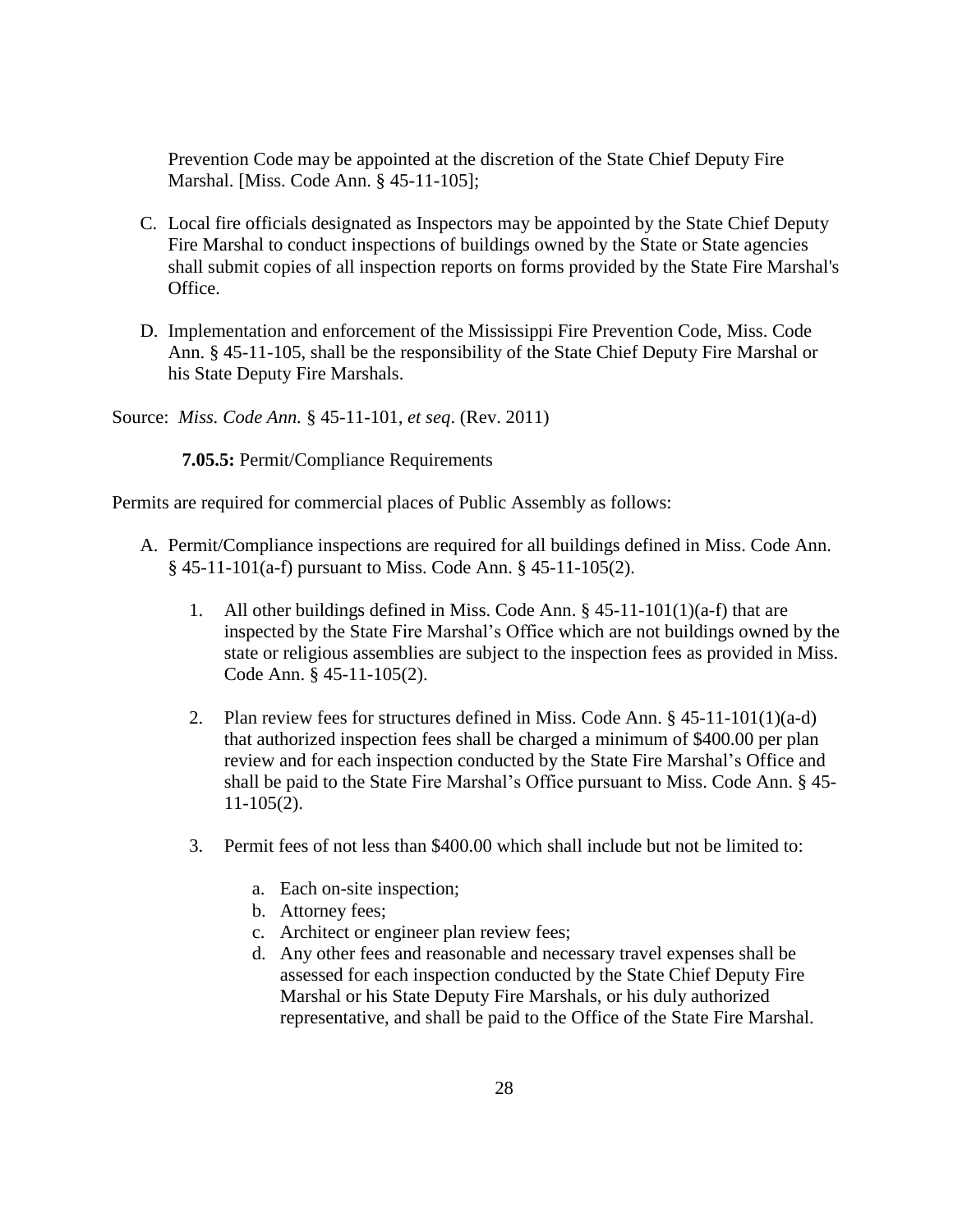Prevention Code may be appointed at the discretion of the State Chief Deputy Fire Marshal. [Miss. Code Ann. § 45-11-105];

C. Local fire officials designated as Inspectors may be appointed by the State Chief Deputy Fire Marshal to conduct inspections of buildings owned by the State or State agencies shall submit copies of all inspection reports on forms provided by the State Fire Marshal's Office.

D. Implementation and enforcement of the Mississippi Fire Prevention Code, Miss. Code Ann. § 45-11-105, shall be the responsibility of the State Chief Deputy Fire Marshal or his State Deputy Fire Marshals.

Source: *Miss. Code Ann.* § 45-11-101, *et seq*. (Rev. 2011)

**7.05.5:** Permit/Compliance Requirements

Permits are required for commercial places of Public Assembly as follows:

A. Permit/Compliance inspections are required for all buildings defined in Miss. Code Ann. § 45-11-101(a-f) pursuant to Miss. Code Ann. § 45-11-105(2).

   1. All other buildings defined in Miss. Code Ann. § 45-11-101(1)(a-f) that are inspected by the State Fire Marshal's Office which are not buildings owned by the state or religious assemblies are subject to the inspection fees as provided in Miss. Code Ann. § 45-11-105(2).

   2. Plan review fees for structures defined in Miss. Code Ann. § 45-11-101(1)(a-d) that authorized inspection fees shall be charged a minimum of $400.00 per plan review and for each inspection conducted by the State Fire Marshal's Office and shall be paid to the State Fire Marshal's Office pursuant to Miss. Code Ann. § 45-11-105(2).

   3. Permit fees of not less than $400.00 which shall include but not be limited to:

      a. Each on-site inspection;
      b. Attorney fees;
      c. Architect or engineer plan review fees;
      d. Any other fees and reasonable and necessary travel expenses shall be assessed for each inspection conducted by the State Chief Deputy Fire Marshal or his State Deputy Fire Marshals, or his duly authorized representative, and shall be paid to the Office of the State Fire Marshal.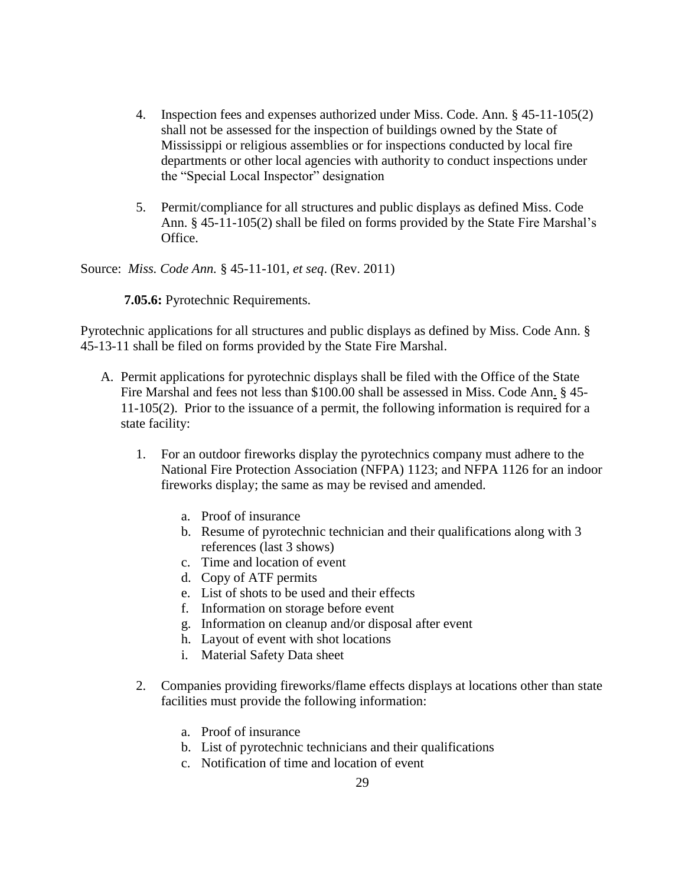4. Inspection fees and expenses authorized under Miss. Code. Ann. § 45-11-105(2) shall not be assessed for the inspection of buildings owned by the State of Mississippi or religious assemblies or for inspections conducted by local fire departments or other local agencies with authority to conduct inspections under the "Special Local Inspector" designation

5. Permit/compliance for all structures and public displays as defined Miss. Code Ann. § 45-11-105(2) shall be filed on forms provided by the State Fire Marshal's Office.

Source: *Miss. Code Ann.* § 45-11-101, *et seq*. (Rev. 2011)

**7.05.6:** Pyrotechnic Requirements.

Pyrotechnic applications for all structures and public displays as defined by Miss. Code Ann. § 45-13-11 shall be filed on forms provided by the State Fire Marshal.

A. Permit applications for pyrotechnic displays shall be filed with the Office of the State Fire Marshal and fees not less than $100.00 shall be assessed in Miss. Code Ann. § 45-11-105(2). Prior to the issuance of a permit, the following information is required for a state facility:

   1. For an outdoor fireworks display the pyrotechnics company must adhere to the National Fire Protection Association (NFPA) 1123; and NFPA 1126 for an indoor fireworks display; the same as may be revised and amended.

      a. Proof of insurance
      b. Resume of pyrotechnic technician and their qualifications along with 3 references (last 3 shows)
      c. Time and location of event
      d. Copy of ATF permits
      e. List of shots to be used and their effects
      f. Information on storage before event
      g. Information on cleanup and/or disposal after event
      h. Layout of event with shot locations
      i. Material Safety Data sheet

   2. Companies providing fireworks/flame effects displays at locations other than state facilities must provide the following information:

      a. Proof of insurance
      b. List of pyrotechnic technicians and their qualifications
      c. Notification of time and location of event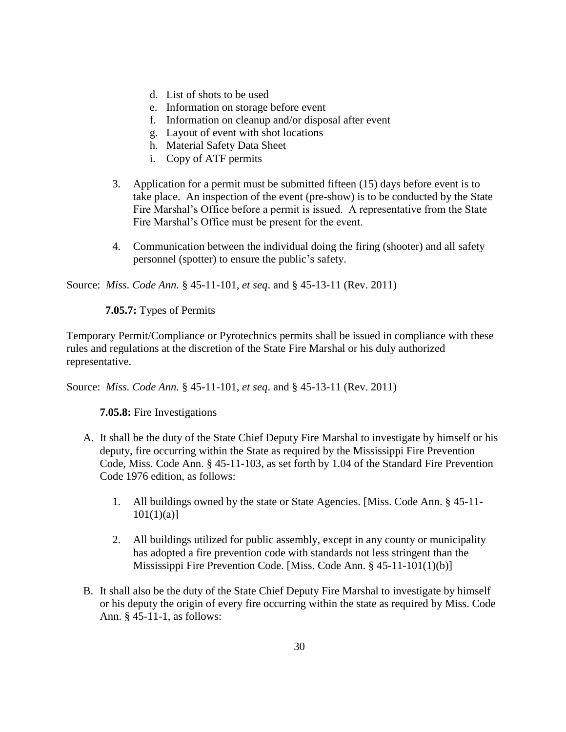d. List of shots to be used
e. Information on storage before event
f. Information on cleanup and/or disposal after event
g. Layout of event with shot locations
h. Material Safety Data Sheet
i. Copy of ATF permits

3. Application for a permit must be submitted fifteen (15) days before event is to take place. An inspection of the event (pre-show) is to be conducted by the State Fire Marshal's Office before a permit is issued. A representative from the State Fire Marshal's Office must be present for the event.

4. Communication between the individual doing the firing (shooter) and all safety personnel (spotter) to ensure the public's safety.

Source: *Miss. Code Ann.* § 45-11-101, *et seq*. and § 45-13-11 (Rev. 2011)

**7.05.7:** Types of Permits

Temporary Permit/Compliance or Pyrotechnics permits shall be issued in compliance with these rules and regulations at the discretion of the State Fire Marshal or his duly authorized representative.

Source: *Miss. Code Ann.* § 45-11-101, *et seq*. and § 45-13-11 (Rev. 2011)

**7.05.8:** Fire Investigations

A. It shall be the duty of the State Chief Deputy Fire Marshal to investigate by himself or his deputy, fire occurring within the State as required by the Mississippi Fire Prevention Code, Miss. Code Ann. § 45-11-103, as set forth by 1.04 of the Standard Fire Prevention Code 1976 edition, as follows:

   1. All buildings owned by the state or State Agencies. [Miss. Code Ann. § 45-11-101(1)(a)]

   2. All buildings utilized for public assembly, except in any county or municipality has adopted a fire prevention code with standards not less stringent than the Mississippi Fire Prevention Code. [Miss. Code Ann. § 45-11-101(1)(b)]

B. It shall also be the duty of the State Chief Deputy Fire Marshal to investigate by himself or his deputy the origin of every fire occurring within the state as required by Miss. Code Ann. § 45-11-1, as follows: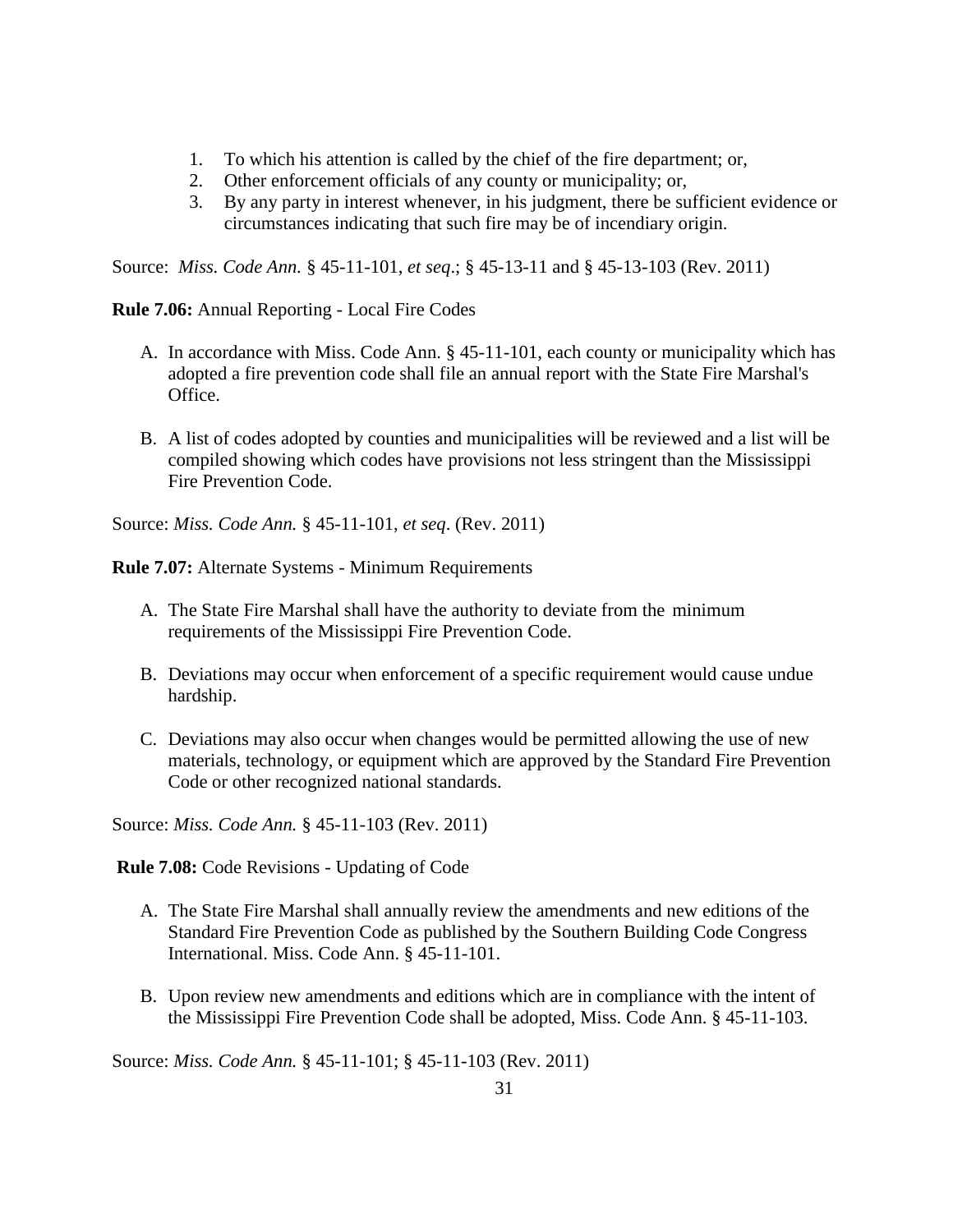1. To which his attention is called by the chief of the fire department; or,
2. Other enforcement officials of any county or municipality; or,
3. By any party in interest whenever, in his judgment, there be sufficient evidence or circumstances indicating that such fire may be of incendiary origin.

Source: *Miss. Code Ann.* § 45-11-101, *et seq*.; § 45-13-11 and § 45-13-103 (Rev. 2011)

**Rule 7.06:** Annual Reporting - Local Fire Codes

A. In accordance with Miss. Code Ann. § 45-11-101, each county or municipality which has adopted a fire prevention code shall file an annual report with the State Fire Marshal's Office.

B. A list of codes adopted by counties and municipalities will be reviewed and a list will be compiled showing which codes have provisions not less stringent than the Mississippi Fire Prevention Code.

Source: *Miss. Code Ann.* § 45-11-101, *et seq*. (Rev. 2011)

**Rule 7.07:** Alternate Systems - Minimum Requirements

A. The State Fire Marshal shall have the authority to deviate from the minimum requirements of the Mississippi Fire Prevention Code.

B. Deviations may occur when enforcement of a specific requirement would cause undue hardship.

C. Deviations may also occur when changes would be permitted allowing the use of new materials, technology, or equipment which are approved by the Standard Fire Prevention Code or other recognized national standards.

Source: *Miss. Code Ann.* § 45-11-103 (Rev. 2011)

**Rule 7.08:** Code Revisions - Updating of Code

A. The State Fire Marshal shall annually review the amendments and new editions of the Standard Fire Prevention Code as published by the Southern Building Code Congress International. Miss. Code Ann. § 45-11-101.

B. Upon review new amendments and editions which are in compliance with the intent of the Mississippi Fire Prevention Code shall be adopted, Miss. Code Ann. § 45-11-103.

Source: *Miss. Code Ann.* § 45-11-101; § 45-11-103 (Rev. 2011)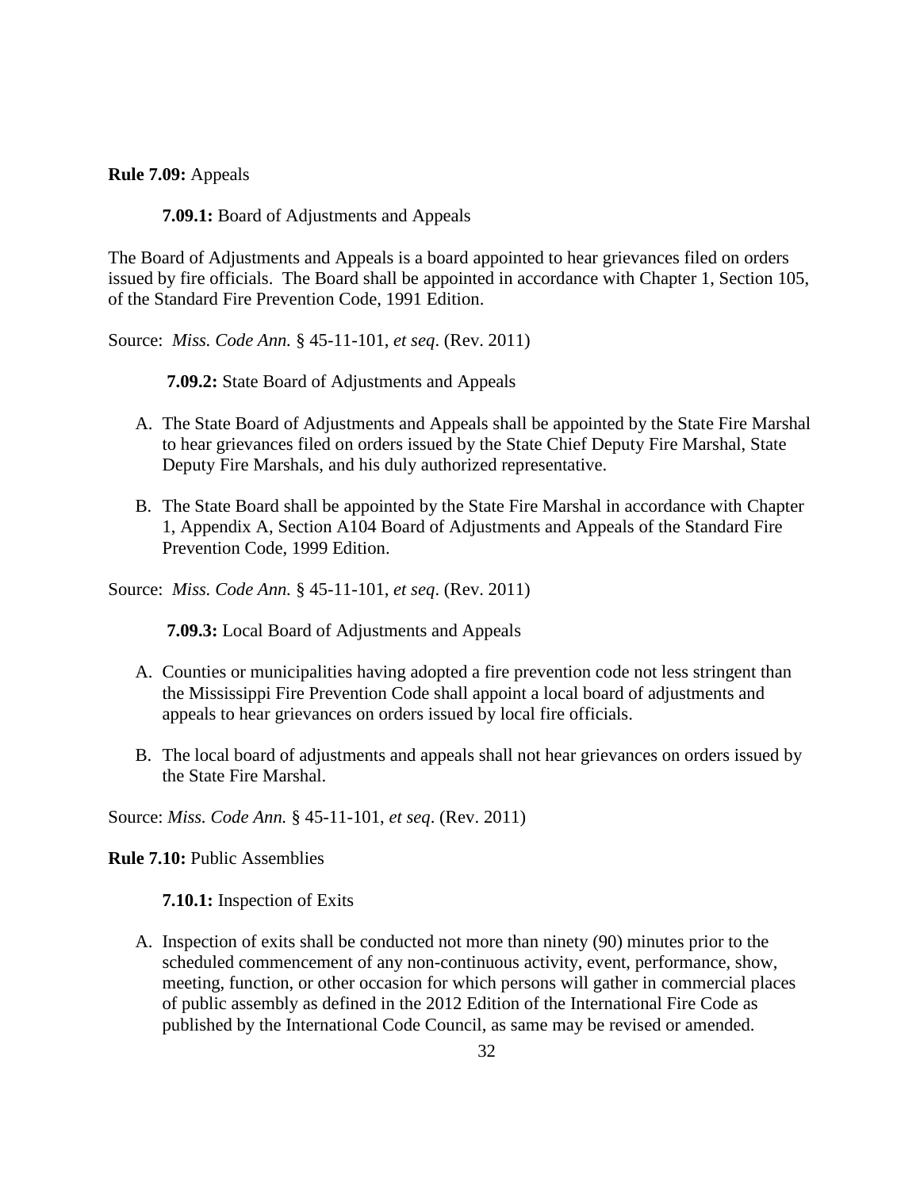**Rule 7.09:** Appeals

**7.09.1:** Board of Adjustments and Appeals

The Board of Adjustments and Appeals is a board appointed to hear grievances filed on orders issued by fire officials. The Board shall be appointed in accordance with Chapter 1, Section 105, of the Standard Fire Prevention Code, 1991 Edition.

Source: *Miss. Code Ann.* § 45-11-101, *et seq*. (Rev. 2011)

**7.09.2:** State Board of Adjustments and Appeals

A. The State Board of Adjustments and Appeals shall be appointed by the State Fire Marshal to hear grievances filed on orders issued by the State Chief Deputy Fire Marshal, State Deputy Fire Marshals, and his duly authorized representative.

B. The State Board shall be appointed by the State Fire Marshal in accordance with Chapter 1, Appendix A, Section A104 Board of Adjustments and Appeals of the Standard Fire Prevention Code, 1999 Edition.

Source: *Miss. Code Ann.* § 45-11-101, *et seq*. (Rev. 2011)

**7.09.3:** Local Board of Adjustments and Appeals

A. Counties or municipalities having adopted a fire prevention code not less stringent than the Mississippi Fire Prevention Code shall appoint a local board of adjustments and appeals to hear grievances on orders issued by local fire officials.

B. The local board of adjustments and appeals shall not hear grievances on orders issued by the State Fire Marshal.

Source: *Miss. Code Ann.* § 45-11-101, *et seq*. (Rev. 2011)

**Rule 7.10:** Public Assemblies

**7.10.1:** Inspection of Exits

A. Inspection of exits shall be conducted not more than ninety (90) minutes prior to the scheduled commencement of any non-continuous activity, event, performance, show, meeting, function, or other occasion for which persons will gather in commercial places of public assembly as defined in the 2012 Edition of the International Fire Code as published by the International Code Council, as same may be revised or amended.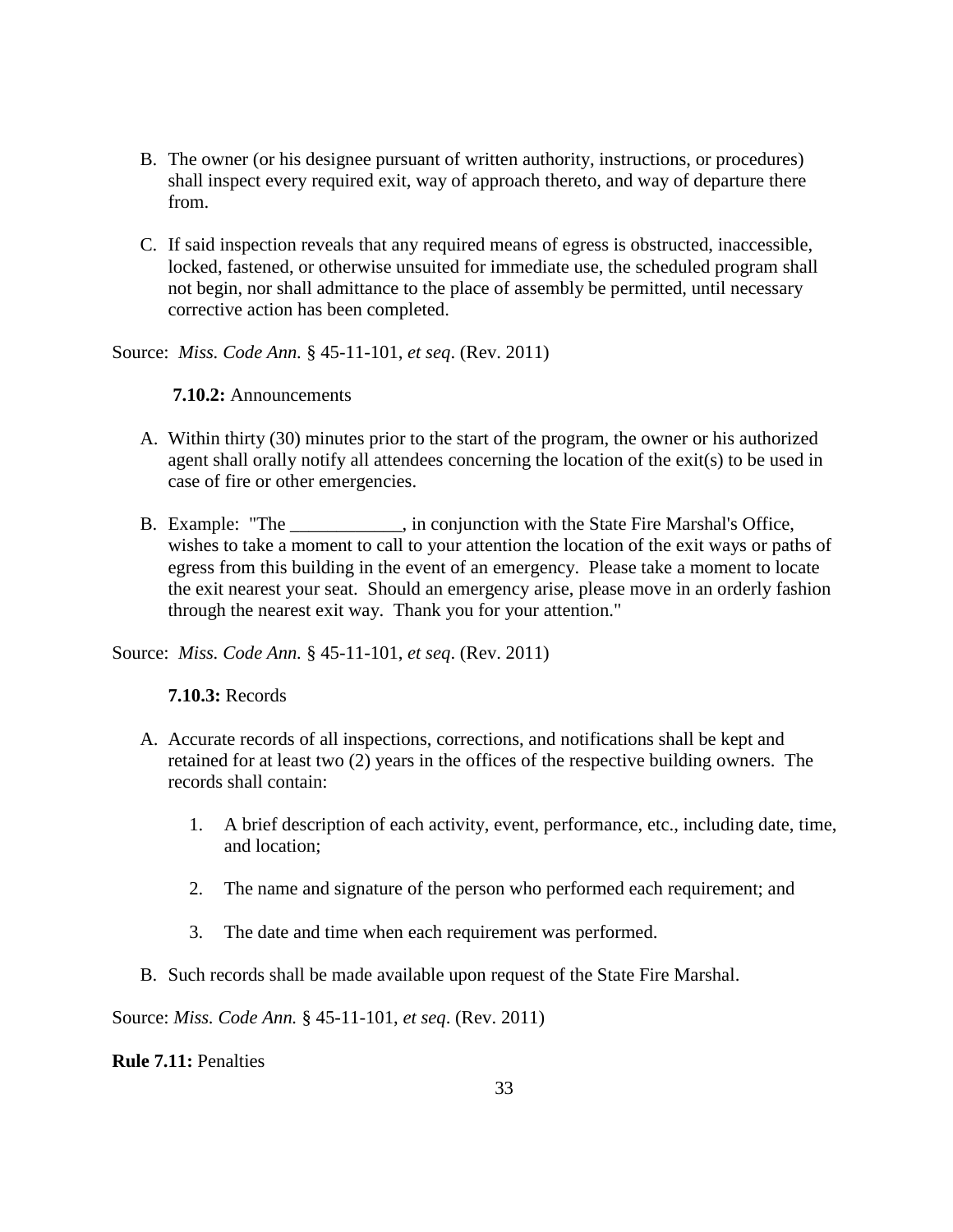B. The owner (or his designee pursuant of written authority, instructions, or procedures) shall inspect every required exit, way of approach thereto, and way of departure there from.

C. If said inspection reveals that any required means of egress is obstructed, inaccessible, locked, fastened, or otherwise unsuited for immediate use, the scheduled program shall not begin, nor shall admittance to the place of assembly be permitted, until necessary corrective action has been completed.

Source: *Miss. Code Ann.* § 45-11-101, *et seq*. (Rev. 2011)

**7.10.2:** Announcements

A. Within thirty (30) minutes prior to the start of the program, the owner or his authorized agent shall orally notify all attendees concerning the location of the exit(s) to be used in case of fire or other emergencies.

B. Example: "The ____________, in conjunction with the State Fire Marshal's Office, wishes to take a moment to call to your attention the location of the exit ways or paths of egress from this building in the event of an emergency. Please take a moment to locate the exit nearest your seat. Should an emergency arise, please move in an orderly fashion through the nearest exit way. Thank you for your attention."

Source: *Miss. Code Ann.* § 45-11-101, *et seq*. (Rev. 2011)

**7.10.3:** Records

A. Accurate records of all inspections, corrections, and notifications shall be kept and retained for at least two (2) years in the offices of the respective building owners. The records shall contain:

   1. A brief description of each activity, event, performance, etc., including date, time, and location;

   2. The name and signature of the person who performed each requirement; and

   3. The date and time when each requirement was performed.

B. Such records shall be made available upon request of the State Fire Marshal.

Source: *Miss. Code Ann.* § 45-11-101, *et seq*. (Rev. 2011)

**Rule 7.11:** Penalties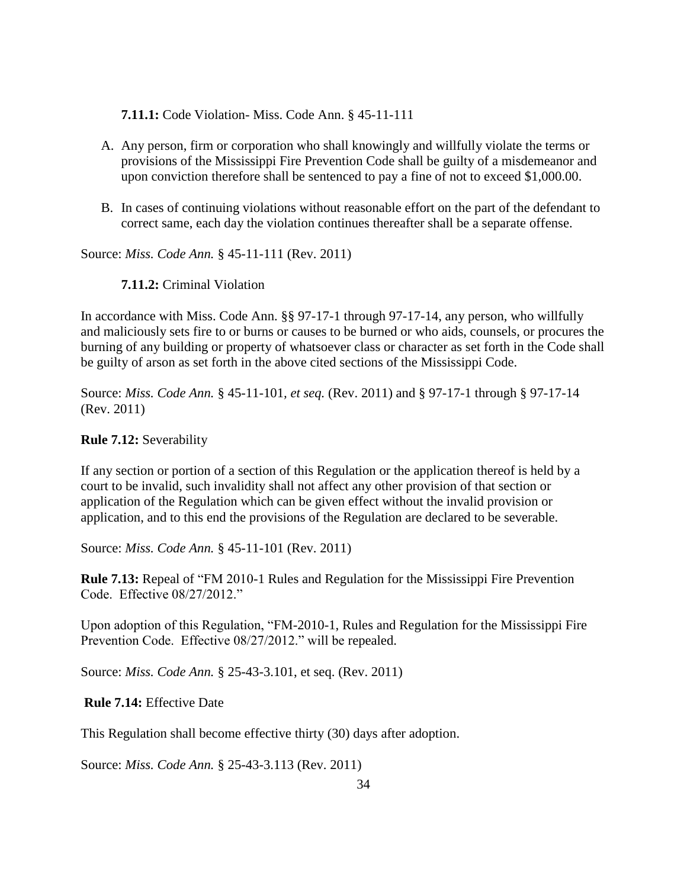**7.11.1:** Code Violation- Miss. Code Ann. § 45-11-111

A. Any person, firm or corporation who shall knowingly and willfully violate the terms or provisions of the Mississippi Fire Prevention Code shall be guilty of a misdemeanor and upon conviction therefore shall be sentenced to pay a fine of not to exceed $1,000.00.

B. In cases of continuing violations without reasonable effort on the part of the defendant to correct same, each day the violation continues thereafter shall be a separate offense.

Source: *Miss. Code Ann.* § 45-11-111 (Rev. 2011)

**7.11.2:** Criminal Violation

In accordance with Miss. Code Ann. §§ 97-17-1 through 97-17-14, any person, who willfully and maliciously sets fire to or burns or causes to be burned or who aids, counsels, or procures the burning of any building or property of whatsoever class or character as set forth in the Code shall be guilty of arson as set forth in the above cited sections of the Mississippi Code.

Source: *Miss. Code Ann.* § 45-11-101, *et seq.* (Rev. 2011) and § 97-17-1 through § 97-17-14 (Rev. 2011)

**Rule 7.12:** Severability

If any section or portion of a section of this Regulation or the application thereof is held by a court to be invalid, such invalidity shall not affect any other provision of that section or application of the Regulation which can be given effect without the invalid provision or application, and to this end the provisions of the Regulation are declared to be severable.

Source: *Miss. Code Ann.* § 45-11-101 (Rev. 2011)

**Rule 7.13:** Repeal of "FM 2010-1 Rules and Regulation for the Mississippi Fire Prevention Code. Effective 08/27/2012."

Upon adoption of this Regulation, "FM-2010-1, Rules and Regulation for the Mississippi Fire Prevention Code. Effective 08/27/2012." will be repealed.

Source: *Miss. Code Ann.* § 25-43-3.101, et seq. (Rev. 2011)

**Rule 7.14:** Effective Date

This Regulation shall become effective thirty (30) days after adoption.

Source: *Miss. Code Ann.* § 25-43-3.113 (Rev. 2011)